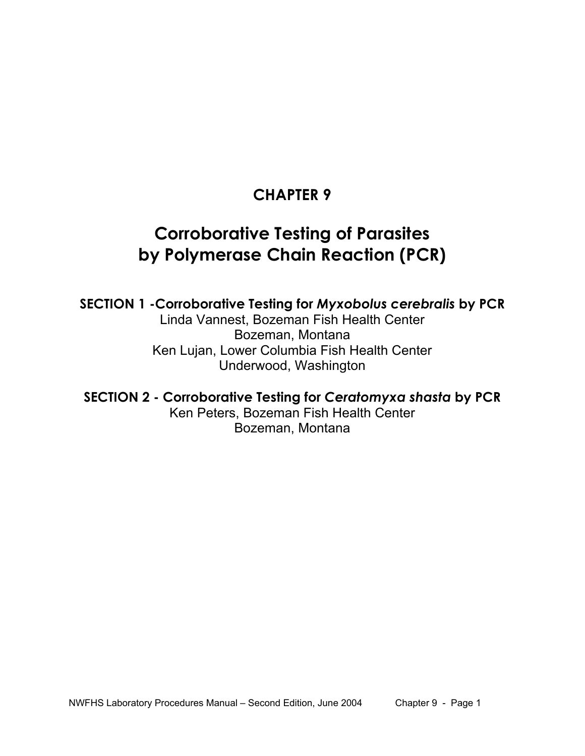# CHAPTER 9

# Corroborative Testing of Parasites by Polymerase Chain Reaction (PCR)

## SECTION 1 -Corroborative Testing for *Myxobolus cerebralis* by PCR

Linda Vannest, Bozeman Fish Health Center
Bozeman, Montana
Ken Lujan, Lower Columbia Fish Health Center
Underwood, Washington

## SECTION 2 - Corroborative Testing for *Ceratomyxa shasta* by PCR

Ken Peters, Bozeman Fish Health Center
Bozeman, Montana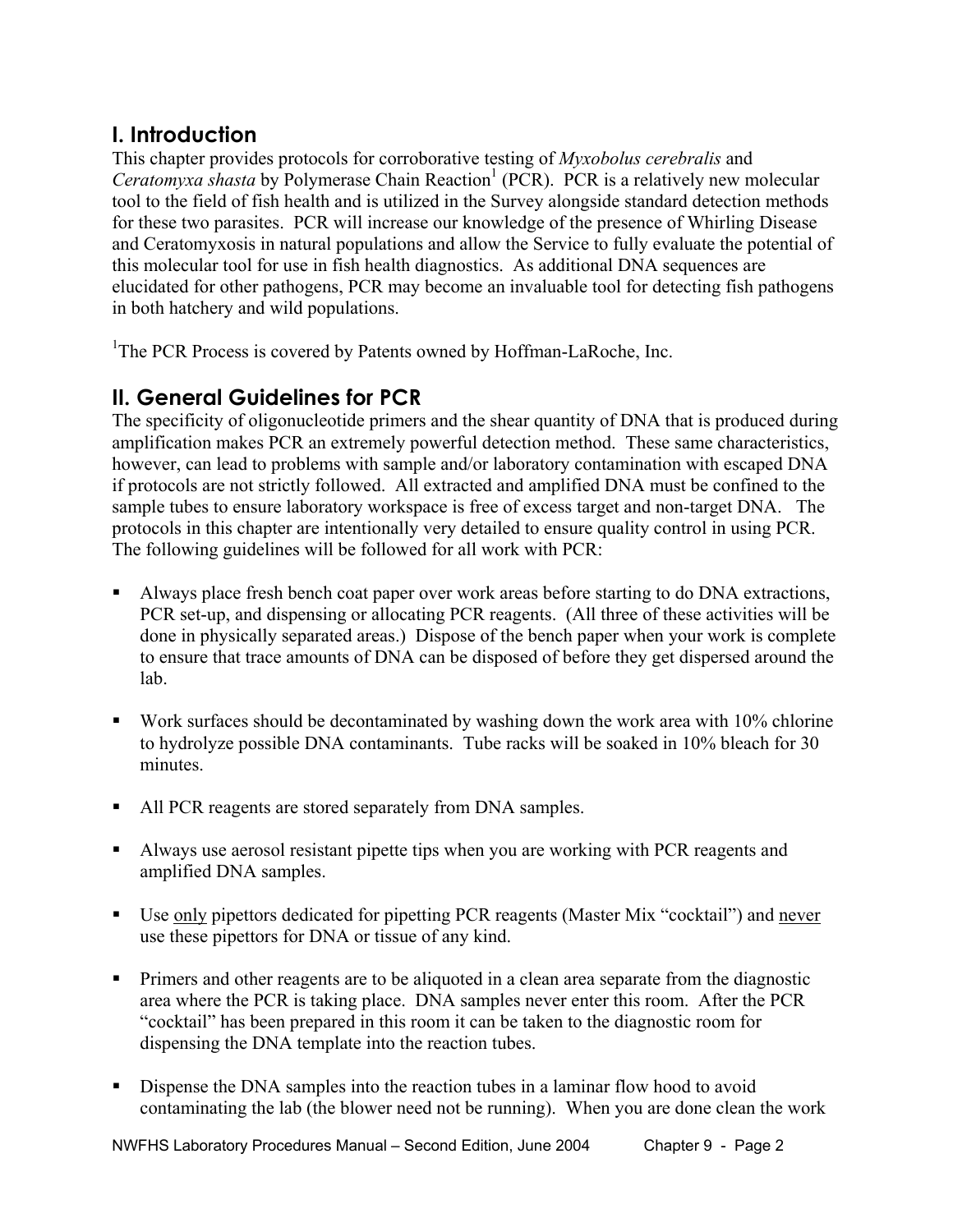## I. Introduction

This chapter provides protocols for corroborative testing of *Myxobolus cerebralis* and *Ceratomyxa shasta* by Polymerase Chain Reaction[1] (PCR). PCR is a relatively new molecular tool to the field of fish health and is utilized in the Survey alongside standard detection methods for these two parasites. PCR will increase our knowledge of the presence of Whirling Disease and Ceratomyxosis in natural populations and allow the Service to fully evaluate the potential of this molecular tool for use in fish health diagnostics. As additional DNA sequences are elucidated for other pathogens, PCR may become an invaluable tool for detecting fish pathogens in both hatchery and wild populations.

[1]The PCR Process is covered by Patents owned by Hoffman-LaRoche, Inc.

## II. General Guidelines for PCR

The specificity of oligonucleotide primers and the shear quantity of DNA that is produced during amplification makes PCR an extremely powerful detection method. These same characteristics, however, can lead to problems with sample and/or laboratory contamination with escaped DNA if protocols are not strictly followed. All extracted and amplified DNA must be confined to the sample tubes to ensure laboratory workspace is free of excess target and non-target DNA. The protocols in this chapter are intentionally very detailed to ensure quality control in using PCR. The following guidelines will be followed for all work with PCR:

- Always place fresh bench coat paper over work areas before starting to do DNA extractions, PCR set-up, and dispensing or allocating PCR reagents. (All three of these activities will be done in physically separated areas.) Dispose of the bench paper when your work is complete to ensure that trace amounts of DNA can be disposed of before they get dispersed around the lab.

- Work surfaces should be decontaminated by washing down the work area with 10% chlorine to hydrolyze possible DNA contaminants. Tube racks will be soaked in 10% bleach for 30 minutes.

- All PCR reagents are stored separately from DNA samples.

- Always use aerosol resistant pipette tips when you are working with PCR reagents and amplified DNA samples.

- Use <u>only</u> pipettors dedicated for pipetting PCR reagents (Master Mix "cocktail") and <u>never</u> use these pipettors for DNA or tissue of any kind.

- Primers and other reagents are to be aliquoted in a clean area separate from the diagnostic area where the PCR is taking place. DNA samples never enter this room. After the PCR "cocktail" has been prepared in this room it can be taken to the diagnostic room for dispensing the DNA template into the reaction tubes.

- Dispense the DNA samples into the reaction tubes in a laminar flow hood to avoid contaminating the lab (the blower need not be running). When you are done clean the work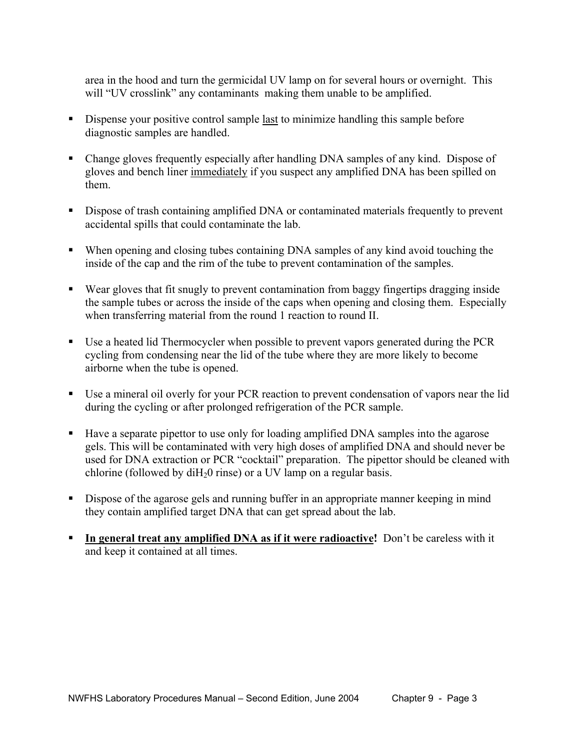area in the hood and turn the germicidal UV lamp on for several hours or overnight. This will "UV crosslink" any contaminants making them unable to be amplified.

- Dispense your positive control sample <u>last</u> to minimize handling this sample before diagnostic samples are handled.

- Change gloves frequently especially after handling DNA samples of any kind. Dispose of gloves and bench liner <u>immediately</u> if you suspect any amplified DNA has been spilled on them.

- Dispose of trash containing amplified DNA or contaminated materials frequently to prevent accidental spills that could contaminate the lab.

- When opening and closing tubes containing DNA samples of any kind avoid touching the inside of the cap and the rim of the tube to prevent contamination of the samples.

- Wear gloves that fit snugly to prevent contamination from baggy fingertips dragging inside the sample tubes or across the inside of the caps when opening and closing them. Especially when transferring material from the round 1 reaction to round II.

- Use a heated lid Thermocycler when possible to prevent vapors generated during the PCR cycling from condensing near the lid of the tube where they are more likely to become airborne when the tube is opened.

- Use a mineral oil overly for your PCR reaction to prevent condensation of vapors near the lid during the cycling or after prolonged refrigeration of the PCR sample.

- Have a separate pipettor to use only for loading amplified DNA samples into the agarose gels. This will be contaminated with very high doses of amplified DNA and should never be used for DNA extraction or PCR "cocktail" preparation. The pipettor should be cleaned with chlorine (followed by $diH_20$ rinse) or a UV lamp on a regular basis.

- Dispose of the agarose gels and running buffer in an appropriate manner keeping in mind they contain amplified target DNA that can get spread about the lab.

- **<u>In general treat any amplified DNA as if it were radioactive</u>!** Don't be careless with it and keep it contained at all times.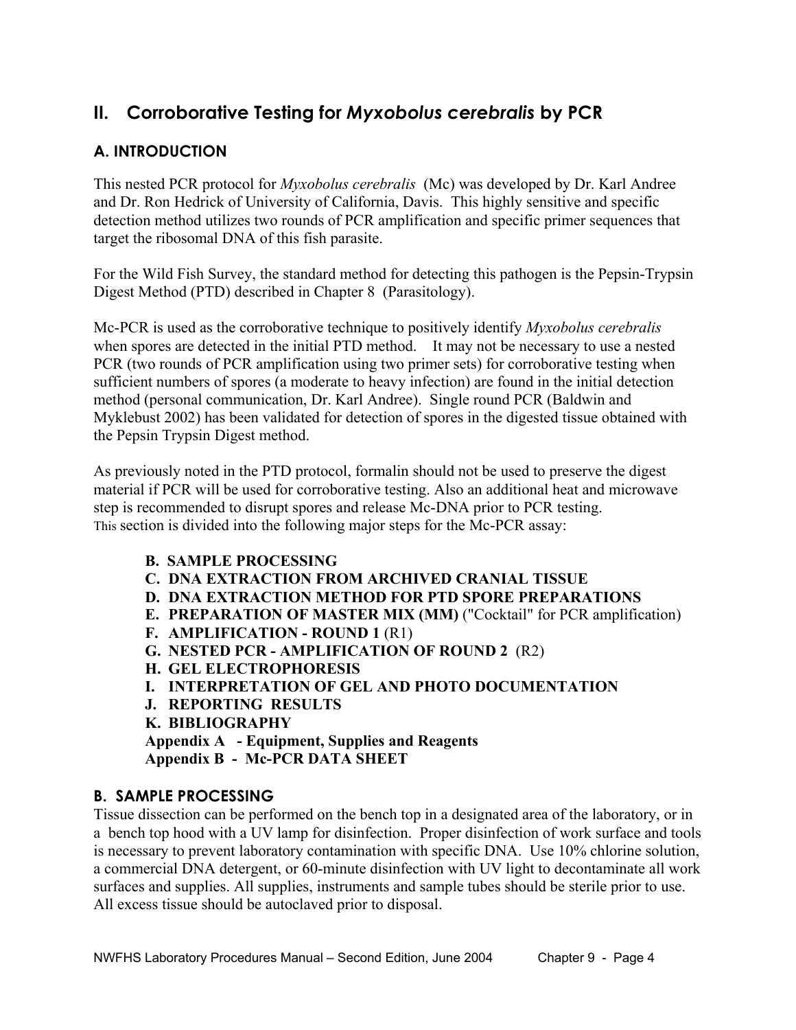## II. Corroborative Testing for *Myxobolus cerebralis* by PCR

### A. INTRODUCTION

This nested PCR protocol for *Myxobolus cerebralis* (Mc) was developed by Dr. Karl Andree and Dr. Ron Hedrick of University of California, Davis. This highly sensitive and specific detection method utilizes two rounds of PCR amplification and specific primer sequences that target the ribosomal DNA of this fish parasite.

For the Wild Fish Survey, the standard method for detecting this pathogen is the Pepsin-Trypsin Digest Method (PTD) described in Chapter 8 (Parasitology).

Mc-PCR is used as the corroborative technique to positively identify *Myxobolus cerebralis* when spores are detected in the initial PTD method. It may not be necessary to use a nested PCR (two rounds of PCR amplification using two primer sets) for corroborative testing when sufficient numbers of spores (a moderate to heavy infection) are found in the initial detection method (personal communication, Dr. Karl Andree). Single round PCR (Baldwin and Myklebust 2002) has been validated for detection of spores in the digested tissue obtained with the Pepsin Trypsin Digest method.

As previously noted in the PTD protocol, formalin should not be used to preserve the digest material if PCR will be used for corroborative testing. Also an additional heat and microwave step is recommended to disrupt spores and release Mc-DNA prior to PCR testing. This section is divided into the following major steps for the Mc-PCR assay:

- **B. SAMPLE PROCESSING**
- **C. DNA EXTRACTION FROM ARCHIVED CRANIAL TISSUE**
- **D. DNA EXTRACTION METHOD FOR PTD SPORE PREPARATIONS**
- **E. PREPARATION OF MASTER MIX (MM)** ("Cocktail" for PCR amplification)
- **F. AMPLIFICATION - ROUND 1** (R1)
- **G. NESTED PCR - AMPLIFICATION OF ROUND 2** (R2)
- **H. GEL ELECTROPHORESIS**
- **I. INTERPRETATION OF GEL AND PHOTO DOCUMENTATION**
- **J. REPORTING RESULTS**
- **K. BIBLIOGRAPHY**
- **Appendix A - Equipment, Supplies and Reagents**
- **Appendix B - Mc-PCR DATA SHEET**

### B. SAMPLE PROCESSING

Tissue dissection can be performed on the bench top in a designated area of the laboratory, or in a bench top hood with a UV lamp for disinfection. Proper disinfection of work surface and tools is necessary to prevent laboratory contamination with specific DNA. Use 10% chlorine solution, a commercial DNA detergent, or 60-minute disinfection with UV light to decontaminate all work surfaces and supplies. All supplies, instruments and sample tubes should be sterile prior to use. All excess tissue should be autoclaved prior to disposal.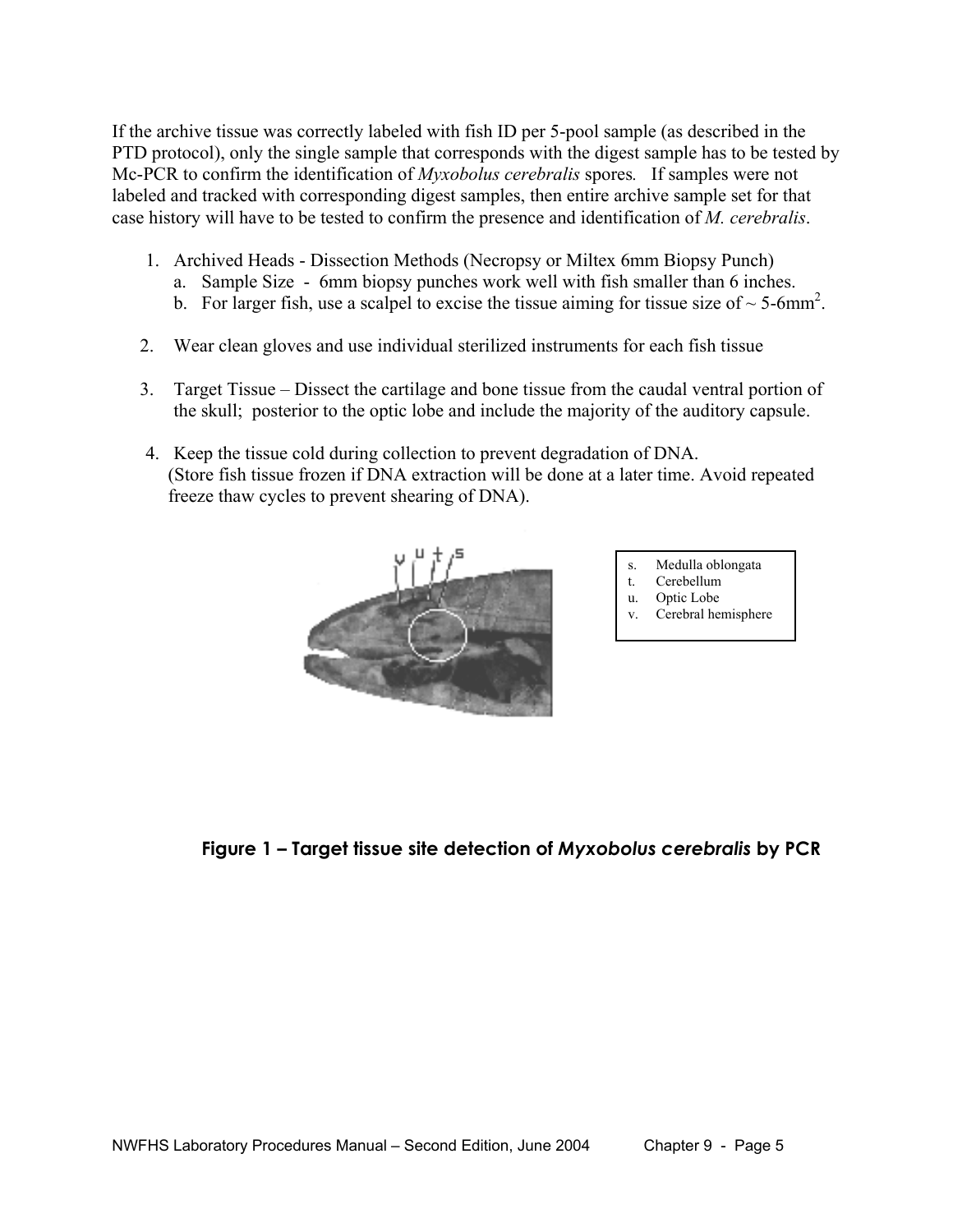If the archive tissue was correctly labeled with fish ID per 5-pool sample (as described in the PTD protocol), only the single sample that corresponds with the digest sample has to be tested by Mc-PCR to confirm the identification of *Myxobolus cerebralis* spores. If samples were not labeled and tracked with corresponding digest samples, then entire archive sample set for that case history will have to be tested to confirm the presence and identification of *M. cerebralis*.

1. Archived Heads - Dissection Methods (Necropsy or Miltex 6mm Biopsy Punch)
   a. Sample Size - 6mm biopsy punches work well with fish smaller than 6 inches.
   b. For larger fish, use a scalpel to excise the tissue aiming for tissue size of ~ 5-6mm$^2$.

2. Wear clean gloves and use individual sterilized instruments for each fish tissue

3. Target Tissue – Dissect the cartilage and bone tissue from the caudal ventral portion of the skull; posterior to the optic lobe and include the majority of the auditory capsule.

4. Keep the tissue cold during collection to prevent degradation of DNA. (Store fish tissue frozen if DNA extraction will be done at a later time. Avoid repeated freeze thaw cycles to prevent shearing of DNA).

s. Medulla oblongata
t. Cerebellum
u. Optic Lobe
v. Cerebral hemisphere

**Figure 1 – Target tissue site detection of *Myxobolus cerebralis* by PCR**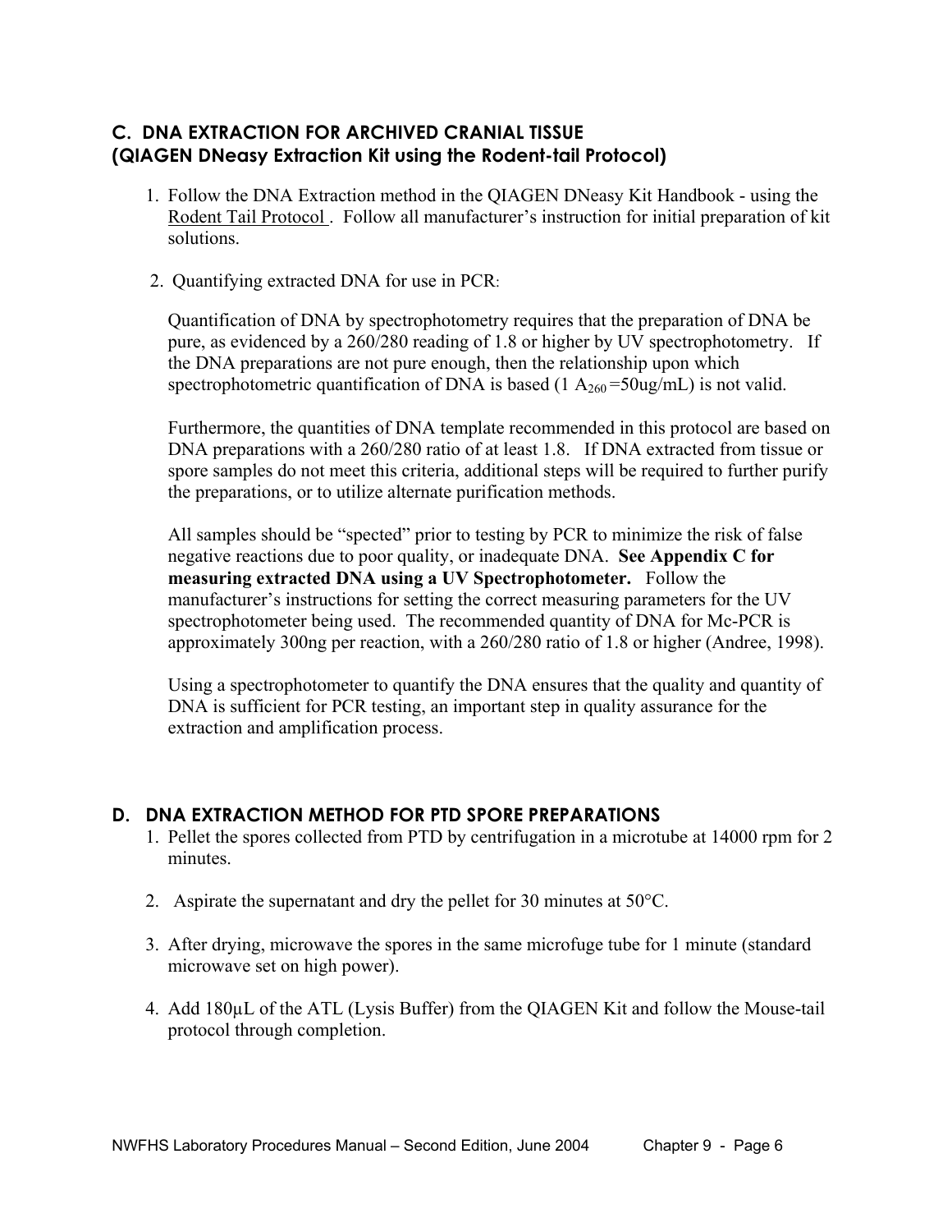## C. DNA EXTRACTION FOR ARCHIVED CRANIAL TISSUE (QIAGEN DNeasy Extraction Kit using the Rodent-tail Protocol)

1. Follow the DNA Extraction method in the QIAGEN DNeasy Kit Handbook - using the Rodent Tail Protocol . Follow all manufacturer's instruction for initial preparation of kit solutions.

2. Quantifying extracted DNA for use in PCR:

   Quantification of DNA by spectrophotometry requires that the preparation of DNA be pure, as evidenced by a 260/280 reading of 1.8 or higher by UV spectrophotometry. If the DNA preparations are not pure enough, then the relationship upon which spectrophotometric quantification of DNA is based (1 $A_{260}$ =50ug/mL) is not valid.

   Furthermore, the quantities of DNA template recommended in this protocol are based on DNA preparations with a 260/280 ratio of at least 1.8. If DNA extracted from tissue or spore samples do not meet this criteria, additional steps will be required to further purify the preparations, or to utilize alternate purification methods.

   All samples should be "spected" prior to testing by PCR to minimize the risk of false negative reactions due to poor quality, or inadequate DNA. **See Appendix C for measuring extracted DNA using a UV Spectrophotometer.** Follow the manufacturer's instructions for setting the correct measuring parameters for the UV spectrophotometer being used. The recommended quantity of DNA for Mc-PCR is approximately 300ng per reaction, with a 260/280 ratio of 1.8 or higher (Andree, 1998).

   Using a spectrophotometer to quantify the DNA ensures that the quality and quantity of DNA is sufficient for PCR testing, an important step in quality assurance for the extraction and amplification process.

## D. DNA EXTRACTION METHOD FOR PTD SPORE PREPARATIONS

1. Pellet the spores collected from PTD by centrifugation in a microtube at 14000 rpm for 2 minutes.

2. Aspirate the supernatant and dry the pellet for 30 minutes at 50°C.

3. After drying, microwave the spores in the same microfuge tube for 1 minute (standard microwave set on high power).

4. Add 180µL of the ATL (Lysis Buffer) from the QIAGEN Kit and follow the Mouse-tail protocol through completion.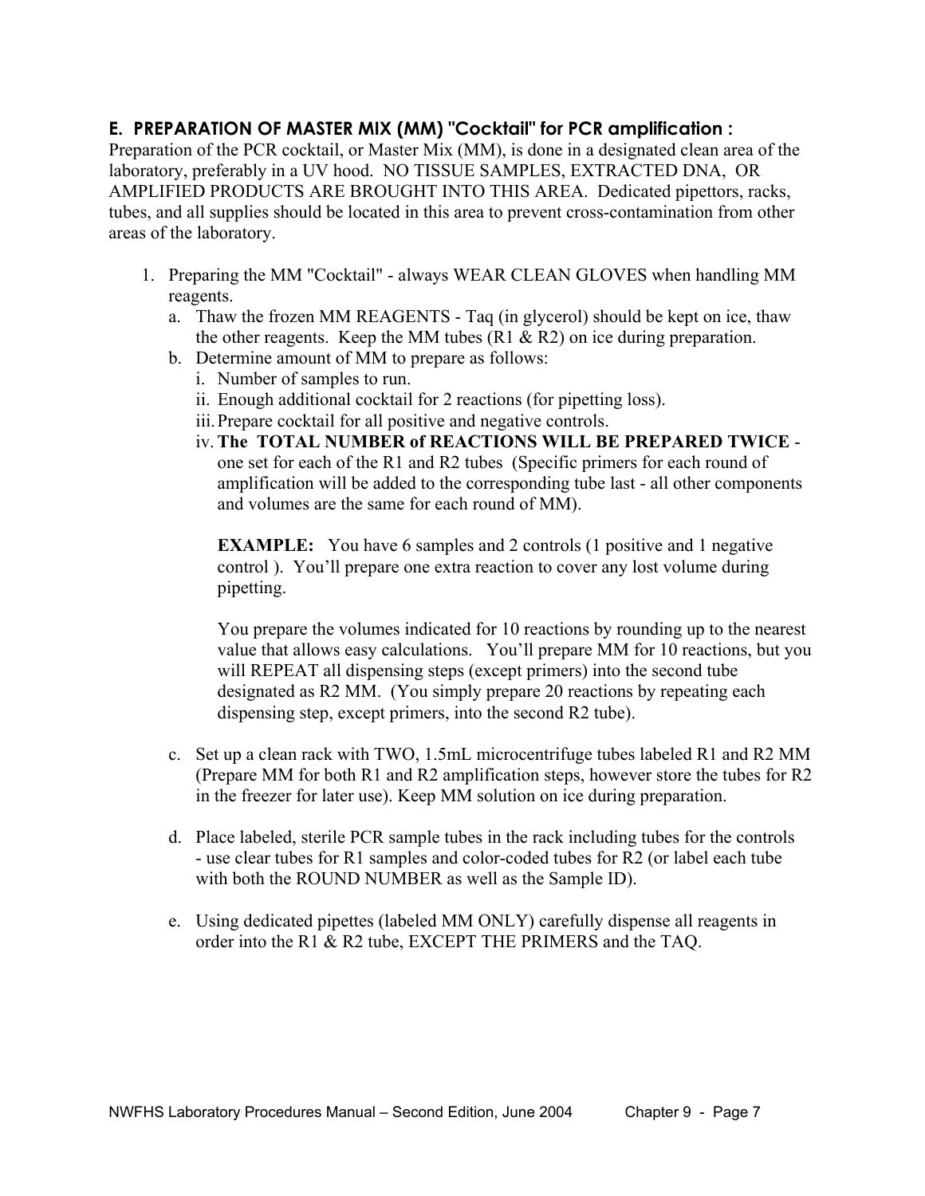### E. PREPARATION OF MASTER MIX (MM) "Cocktail" for PCR amplification :

Preparation of the PCR cocktail, or Master Mix (MM), is done in a designated clean area of the laboratory, preferably in a UV hood. NO TISSUE SAMPLES, EXTRACTED DNA, OR AMPLIFIED PRODUCTS ARE BROUGHT INTO THIS AREA. Dedicated pipettors, racks, tubes, and all supplies should be located in this area to prevent cross-contamination from other areas of the laboratory.

1. Preparing the MM "Cocktail" - always WEAR CLEAN GLOVES when handling MM reagents.
   a. Thaw the frozen MM REAGENTS - Taq (in glycerol) should be kept on ice, thaw the other reagents. Keep the MM tubes (R1 & R2) on ice during preparation.
   b. Determine amount of MM to prepare as follows:
      i. Number of samples to run.
      ii. Enough additional cocktail for 2 reactions (for pipetting loss).
      iii. Prepare cocktail for all positive and negative controls.
      iv. **The TOTAL NUMBER of REACTIONS WILL BE PREPARED TWICE** - one set for each of the R1 and R2 tubes (Specific primers for each round of amplification will be added to the corresponding tube last - all other components and volumes are the same for each round of MM).

      **EXAMPLE:** You have 6 samples and 2 controls (1 positive and 1 negative control ). You'll prepare one extra reaction to cover any lost volume during pipetting.

      You prepare the volumes indicated for 10 reactions by rounding up to the nearest value that allows easy calculations. You'll prepare MM for 10 reactions, but you will REPEAT all dispensing steps (except primers) into the second tube designated as R2 MM. (You simply prepare 20 reactions by repeating each dispensing step, except primers, into the second R2 tube).

   c. Set up a clean rack with TWO, 1.5mL microcentrifuge tubes labeled R1 and R2 MM (Prepare MM for both R1 and R2 amplification steps, however store the tubes for R2 in the freezer for later use). Keep MM solution on ice during preparation.

   d. Place labeled, sterile PCR sample tubes in the rack including tubes for the controls - use clear tubes for R1 samples and color-coded tubes for R2 (or label each tube with both the ROUND NUMBER as well as the Sample ID).

   e. Using dedicated pipettes (labeled MM ONLY) carefully dispense all reagents in order into the R1 & R2 tube, EXCEPT THE PRIMERS and the TAQ.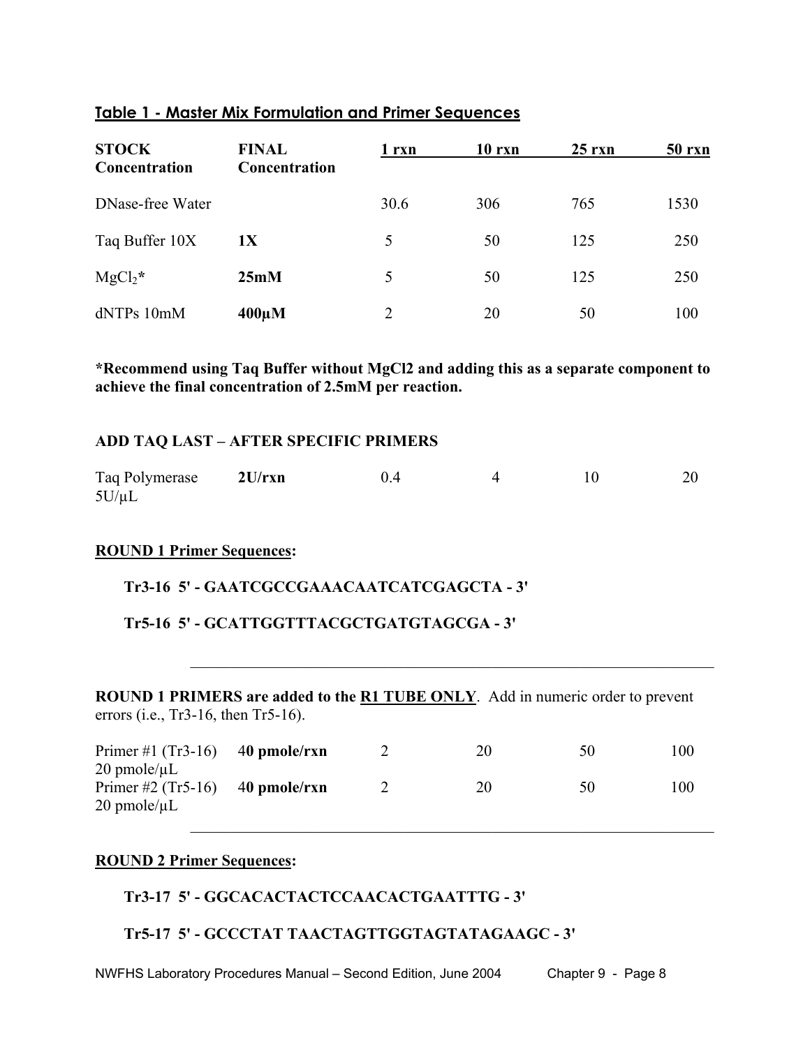## Table 1 - Master Mix Formulation and Primer Sequences

| STOCK Concentration | FINAL Concentration | 1 rxn | 10 rxn | 25 rxn | 50 rxn |
|---|---|---|---|---|---|
| DNase-free Water | | 30.6 | 306 | 765 | 1530 |
| Taq Buffer 10X | **1X** | 5 | 50 | 125 | 250 |
| $MgCl_2$* | **25mM** | 5 | 50 | 125 | 250 |
| dNTPs 10mM | **400µM** | 2 | 20 | 50 | 100 |

**\*Recommend using Taq Buffer without MgCl2 and adding this as a separate component to achieve the final concentration of 2.5mM per reaction.**

**ADD TAQ LAST – AFTER SPECIFIC PRIMERS**

| | | | | | |
|---|---|---|---|---|---|
| Taq Polymerase 5U/µL | **2U/rxn** | 0.4 | 4 | 10 | 20 |

**<u>ROUND 1 Primer Sequences</u>:**

**Tr3-16 5' - GAATCGCCGAAACAATCATCGAGCTA - 3'**

**Tr5-16 5' - GCATTGGTTTACGCTGATGTAGCGA - 3'**

---

**ROUND 1 PRIMERS are added to the <u>R1 TUBE ONLY</u>**. Add in numeric order to prevent errors (i.e., Tr3-16, then Tr5-16).

| | | | | | |
|---|---|---|---|---|---|
| Primer #1 (Tr3-16) 20 pmole/µL | 4**0 pmole/rxn** | 2 | 20 | 50 | 100 |
| Primer #2 (Tr5-16) 20 pmole/µL | 4**0 pmole/rxn** | 2 | 20 | 50 | 100 |

---

**<u>ROUND 2 Primer Sequences</u>:**

**Tr3-17 5' - GGCACACTACTCCAACACTGAATTTG - 3'**

**Tr5-17 5' - GCCCTAT TAACTAGTTGGTAGTATAGAAGC - 3'**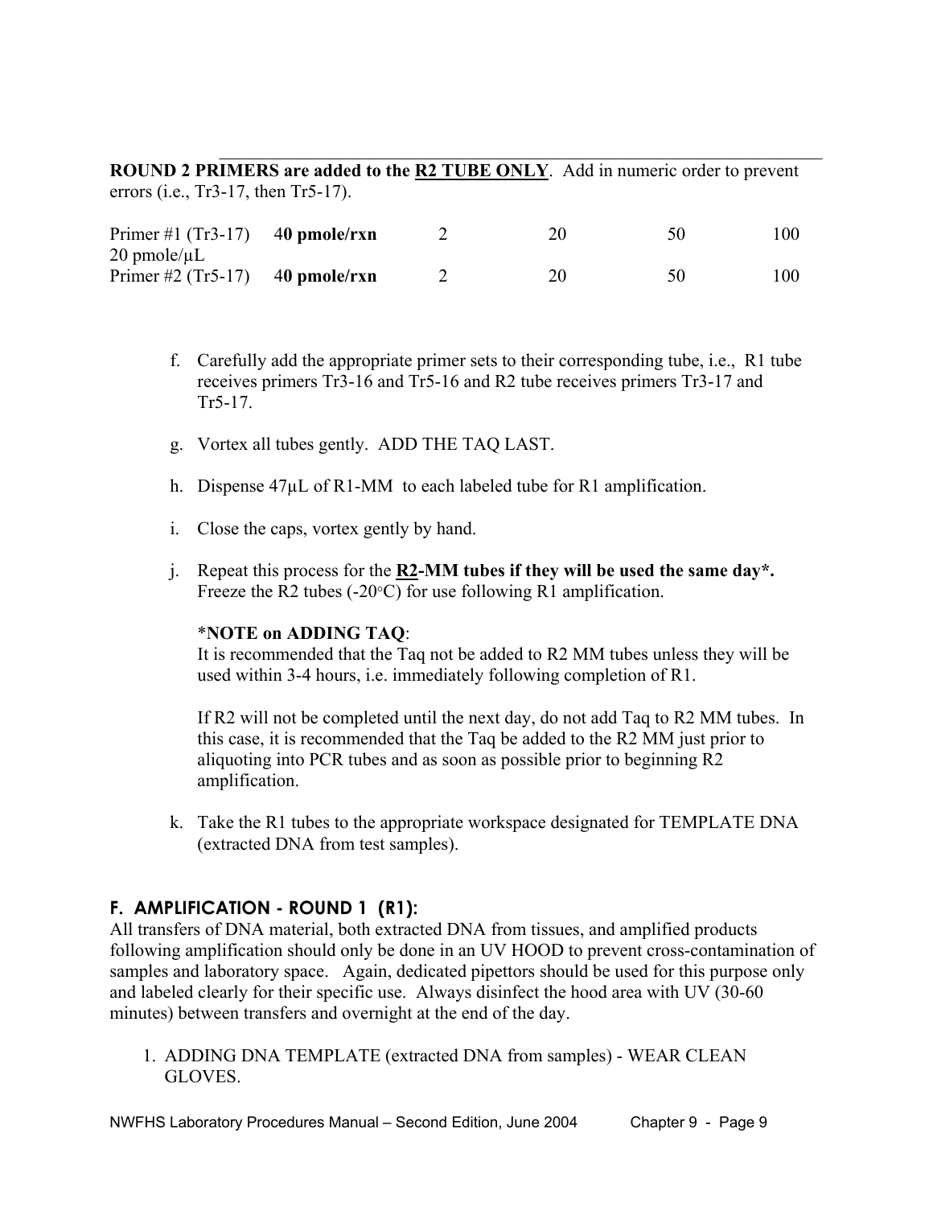**ROUND 2 PRIMERS are added to the <u>R2 TUBE ONLY</u>**. Add in numeric order to prevent errors (i.e., Tr3-17, then Tr5-17).

| | | | | | |
|---|---|---|---|---|---|
| Primer #1 (Tr3-17) 20 pmole/µL | **40 pmole/rxn** | 2 | 20 | 50 | 100 |
| Primer #2 (Tr5-17) | **40 pmole/rxn** | 2 | 20 | 50 | 100 |

f. Carefully add the appropriate primer sets to their corresponding tube, i.e., R1 tube receives primers Tr3-16 and Tr5-16 and R2 tube receives primers Tr3-17 and Tr5-17.

g. Vortex all tubes gently. ADD THE TAQ LAST.

h. Dispense 47µL of R1-MM to each labeled tube for R1 amplification.

i. Close the caps, vortex gently by hand.

j. Repeat this process for the **<u>R2</u>-MM tubes if they will be used the same day\*.** Freeze the R2 tubes (-20°C) for use following R1 amplification.

   **\*NOTE on ADDING TAQ**:
   It is recommended that the Taq not be added to R2 MM tubes unless they will be used within 3-4 hours, i.e. immediately following completion of R1.

   If R2 will not be completed until the next day, do not add Taq to R2 MM tubes. In this case, it is recommended that the Taq be added to the R2 MM just prior to aliquoting into PCR tubes and as soon as possible prior to beginning R2 amplification.

k. Take the R1 tubes to the appropriate workspace designated for TEMPLATE DNA (extracted DNA from test samples).

## F. AMPLIFICATION - ROUND 1 (R1):

All transfers of DNA material, both extracted DNA from tissues, and amplified products following amplification should only be done in an UV HOOD to prevent cross-contamination of samples and laboratory space. Again, dedicated pipettors should be used for this purpose only and labeled clearly for their specific use. Always disinfect the hood area with UV (30-60 minutes) between transfers and overnight at the end of the day.

1. ADDING DNA TEMPLATE (extracted DNA from samples) - WEAR CLEAN GLOVES.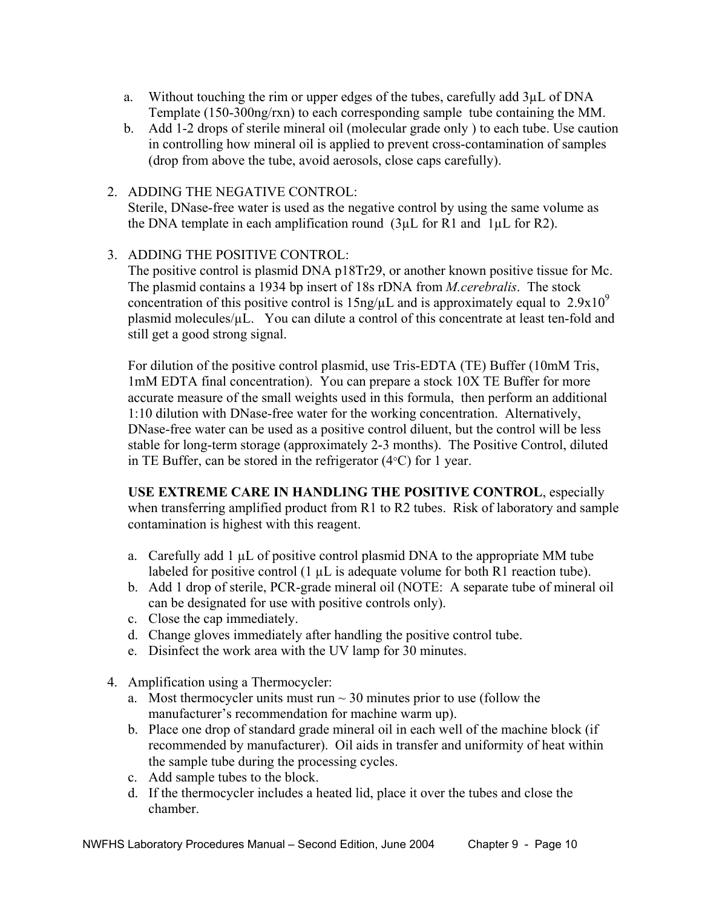a. Without touching the rim or upper edges of the tubes, carefully add 3µL of DNA Template (150-300ng/rxn) to each corresponding sample tube containing the MM.
b. Add 1-2 drops of sterile mineral oil (molecular grade only ) to each tube. Use caution in controlling how mineral oil is applied to prevent cross-contamination of samples (drop from above the tube, avoid aerosols, close caps carefully).

2. ADDING THE NEGATIVE CONTROL:
   Sterile, DNase-free water is used as the negative control by using the same volume as the DNA template in each amplification round (3µL for R1 and 1µL for R2).

3. ADDING THE POSITIVE CONTROL:
   The positive control is plasmid DNA p18Tr29, or another known positive tissue for Mc. The plasmid contains a 1934 bp insert of 18s rDNA from *M.cerebralis*. The stock concentration of this positive control is 15ng/µL and is approximately equal to $2.9 \times 10^9$ plasmid molecules/µL. You can dilute a control of this concentrate at least ten-fold and still get a good strong signal.

   For dilution of the positive control plasmid, use Tris-EDTA (TE) Buffer (10mM Tris, 1mM EDTA final concentration). You can prepare a stock 10X TE Buffer for more accurate measure of the small weights used in this formula, then perform an additional 1:10 dilution with DNase-free water for the working concentration. Alternatively, DNase-free water can be used as a positive control diluent, but the control will be less stable for long-term storage (approximately 2-3 months). The Positive Control, diluted in TE Buffer, can be stored in the refrigerator (4°C) for 1 year.

   **USE EXTREME CARE IN HANDLING THE POSITIVE CONTROL**, especially when transferring amplified product from R1 to R2 tubes. Risk of laboratory and sample contamination is highest with this reagent.

   a. Carefully add 1 µL of positive control plasmid DNA to the appropriate MM tube labeled for positive control (1 µL is adequate volume for both R1 reaction tube).
   b. Add 1 drop of sterile, PCR-grade mineral oil (NOTE: A separate tube of mineral oil can be designated for use with positive controls only).
   c. Close the cap immediately.
   d. Change gloves immediately after handling the positive control tube.
   e. Disinfect the work area with the UV lamp for 30 minutes.

4. Amplification using a Thermocycler:
   a. Most thermocycler units must run ~ 30 minutes prior to use (follow the manufacturer's recommendation for machine warm up).
   b. Place one drop of standard grade mineral oil in each well of the machine block (if recommended by manufacturer). Oil aids in transfer and uniformity of heat within the sample tube during the processing cycles.
   c. Add sample tubes to the block.
   d. If the thermocycler includes a heated lid, place it over the tubes and close the chamber.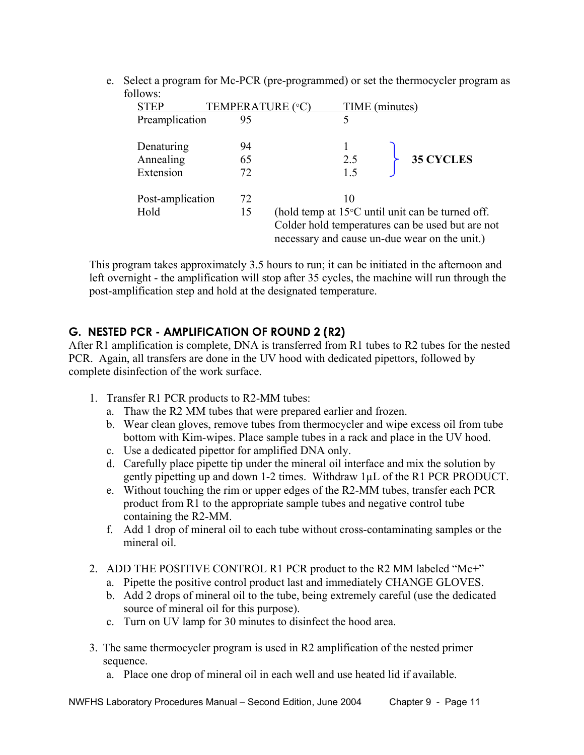e. Select a program for Mc-PCR (pre-programmed) or set the thermocycler program as follows:

| STEP | TEMPERATURE (°C) | TIME (minutes) | |
|---|---|---|---|
| Preamplication | 95 | 5 | |
| Denaturing | 94 | 1 | **35 CYCLES** |
| Annealing | 65 | 2.5 | |
| Extension | 72 | 1.5 | |
| Post-amplication | 72 | 10 | |
| Hold | 15 | (hold temp at 15°C until unit can be turned off. Colder hold temperatures can be used but are not necessary and cause un-due wear on the unit.) | |

This program takes approximately 3.5 hours to run; it can be initiated in the afternoon and left overnight - the amplification will stop after 35 cycles, the machine will run through the post-amplification step and hold at the designated temperature.

## G. NESTED PCR - AMPLIFICATION OF ROUND 2 (R2)

After R1 amplification is complete, DNA is transferred from R1 tubes to R2 tubes for the nested PCR. Again, all transfers are done in the UV hood with dedicated pipettors, followed by complete disinfection of the work surface.

1. Transfer R1 PCR products to R2-MM tubes:
   a. Thaw the R2 MM tubes that were prepared earlier and frozen.
   b. Wear clean gloves, remove tubes from thermocycler and wipe excess oil from tube bottom with Kim-wipes. Place sample tubes in a rack and place in the UV hood.
   c. Use a dedicated pipettor for amplified DNA only.
   d. Carefully place pipette tip under the mineral oil interface and mix the solution by gently pipetting up and down 1-2 times. Withdraw 1µL of the R1 PCR PRODUCT.
   e. Without touching the rim or upper edges of the R2-MM tubes, transfer each PCR product from R1 to the appropriate sample tubes and negative control tube containing the R2-MM.
   f. Add 1 drop of mineral oil to each tube without cross-contaminating samples or the mineral oil.

2. ADD THE POSITIVE CONTROL R1 PCR product to the R2 MM labeled "Mc+"
   a. Pipette the positive control product last and immediately CHANGE GLOVES.
   b. Add 2 drops of mineral oil to the tube, being extremely careful (use the dedicated source of mineral oil for this purpose).
   c. Turn on UV lamp for 30 minutes to disinfect the hood area.

3. The same thermocycler program is used in R2 amplification of the nested primer sequence.
   a. Place one drop of mineral oil in each well and use heated lid if available.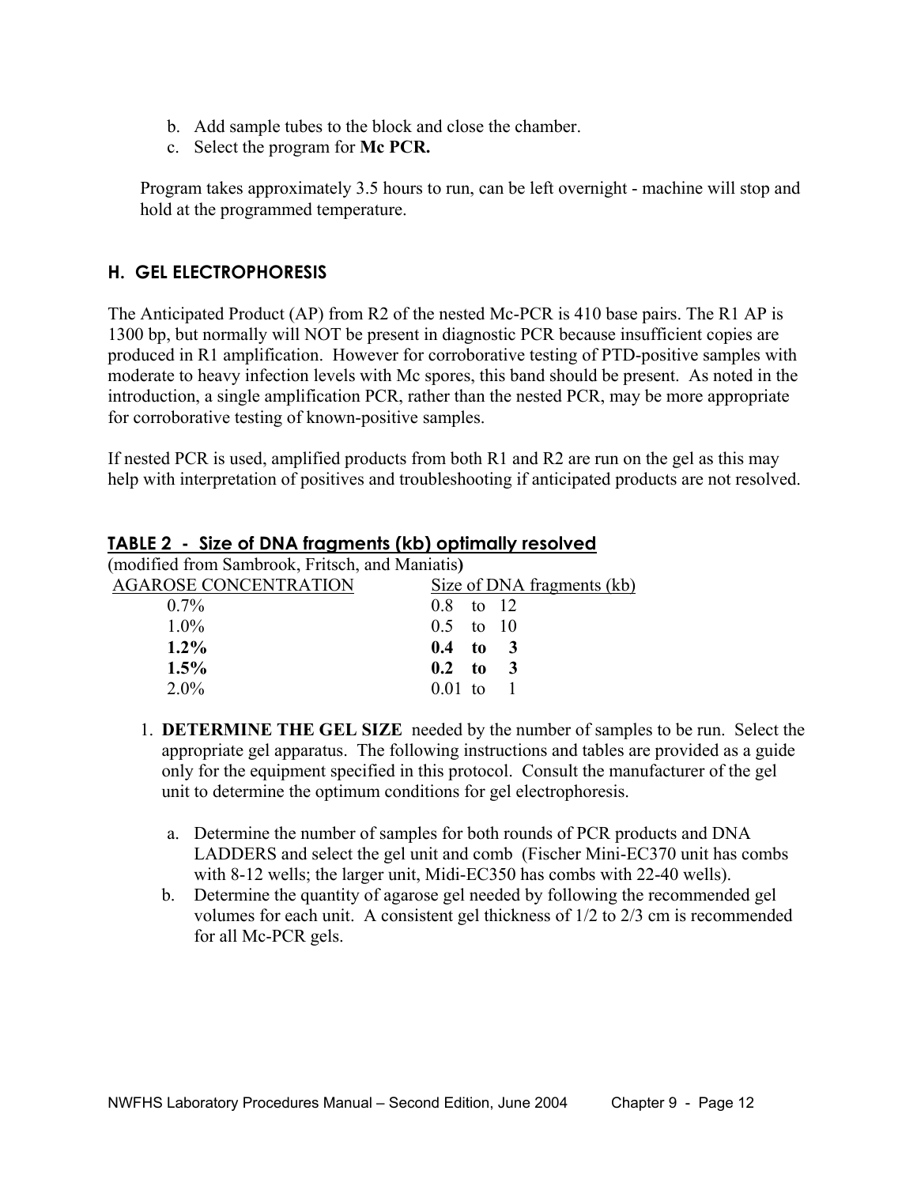b. Add sample tubes to the block and close the chamber.
c. Select the program for **Mc PCR.**

Program takes approximately 3.5 hours to run, can be left overnight - machine will stop and hold at the programmed temperature.

## H. GEL ELECTROPHORESIS

The Anticipated Product (AP) from R2 of the nested Mc-PCR is 410 base pairs. The R1 AP is 1300 bp, but normally will NOT be present in diagnostic PCR because insufficient copies are produced in R1 amplification. However for corroborative testing of PTD-positive samples with moderate to heavy infection levels with Mc spores, this band should be present. As noted in the introduction, a single amplification PCR, rather than the nested PCR, may be more appropriate for corroborative testing of known-positive samples.

If nested PCR is used, amplified products from both R1 and R2 are run on the gel as this may help with interpretation of positives and troubleshooting if anticipated products are not resolved.

### TABLE 2 - Size of DNA fragments (kb) optimally resolved

(modified from Sambrook, Fritsch, and Maniatis**)**

| AGAROSE CONCENTRATION | Size of DNA fragments (kb) |
|---|---|
| 0.7% | 0.8 to 12 |
| 1.0% | 0.5 to 10 |
| **1.2%** | **0.4 to 3** |
| **1.5%** | **0.2 to 3** |
| 2.0% | 0.01 to 1 |

1. **DETERMINE THE GEL SIZE** needed by the number of samples to be run. Select the appropriate gel apparatus. The following instructions and tables are provided as a guide only for the equipment specified in this protocol. Consult the manufacturer of the gel unit to determine the optimum conditions for gel electrophoresis.

   a. Determine the number of samples for both rounds of PCR products and DNA LADDERS and select the gel unit and comb (Fischer Mini-EC370 unit has combs with 8-12 wells; the larger unit, Midi-EC350 has combs with 22-40 wells).
   
   b. Determine the quantity of agarose gel needed by following the recommended gel volumes for each unit. A consistent gel thickness of 1/2 to 2/3 cm is recommended for all Mc-PCR gels.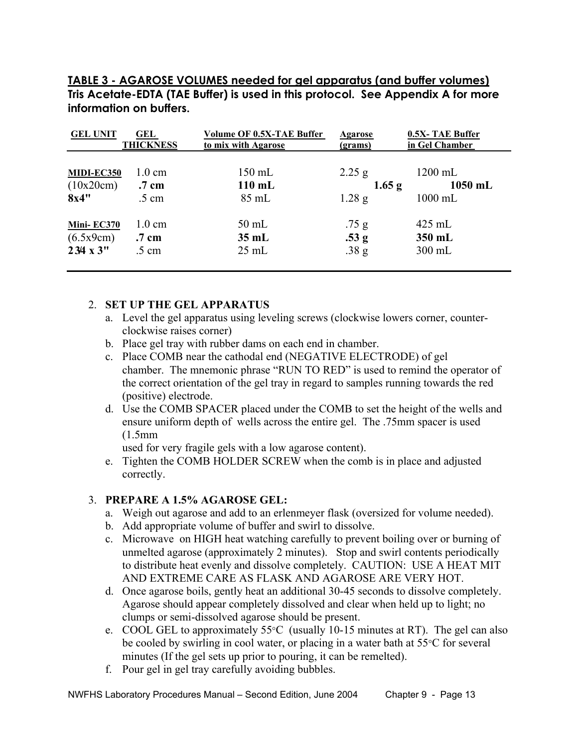**TABLE 3 - AGAROSE VOLUMES needed for gel apparatus (and buffer volumes)**
**Tris Acetate-EDTA (TAE Buffer) is used in this protocol. See Appendix A for more information on buffers.**

| GEL UNIT | GEL THICKNESS | Volume OF 0.5X-TAE Buffer to mix with Agarose | Agarose (grams) | 0.5X- TAE Buffer in Gel Chamber |
|---|---|---|---|---|
| **MIDI-EC350** | 1.0 cm | 150 mL | 2.25 g | 1200 mL |
| (10x20cm) | **.7 cm** | **110 mL** | **1.65 g** | **1050 mL** |
| **8x4"** | .5 cm | 85 mL | 1.28 g | 1000 mL |
| **Mini- EC370** | 1.0 cm | 50 mL | .75 g | 425 mL |
| (6.5x9cm) | **.7 cm** | **35 mL** | **.53 g** | **350 mL** |
| **2 3⁄4 x 3"** | .5 cm | 25 mL | .38 g | 300 mL |

2. **SET UP THE GEL APPARATUS**
   a. Level the gel apparatus using leveling screws (clockwise lowers corner, counter-clockwise raises corner)
   b. Place gel tray with rubber dams on each end in chamber.
   c. Place COMB near the cathodal end (NEGATIVE ELECTRODE) of gel chamber. The mnemonic phrase "RUN TO RED" is used to remind the operator of the correct orientation of the gel tray in regard to samples running towards the red (positive) electrode.
   d. Use the COMB SPACER placed under the COMB to set the height of the wells and ensure uniform depth of wells across the entire gel. The .75mm spacer is used (1.5mm used for very fragile gels with a low agarose content).
   e. Tighten the COMB HOLDER SCREW when the comb is in place and adjusted correctly.

3. **PREPARE A 1.5% AGAROSE GEL:**
   a. Weigh out agarose and add to an erlenmeyer flask (oversized for volume needed).
   b. Add appropriate volume of buffer and swirl to dissolve.
   c. Microwave on HIGH heat watching carefully to prevent boiling over or burning of unmelted agarose (approximately 2 minutes). Stop and swirl contents periodically to distribute heat evenly and dissolve completely. CAUTION: USE A HEAT MIT AND EXTREME CARE AS FLASK AND AGAROSE ARE VERY HOT.
   d. Once agarose boils, gently heat an additional 30-45 seconds to dissolve completely. Agarose should appear completely dissolved and clear when held up to light; no clumps or semi-dissolved agarose should be present.
   e. COOL GEL to approximately 55°C (usually 10-15 minutes at RT). The gel can also be cooled by swirling in cool water, or placing in a water bath at 55°C for several minutes (If the gel sets up prior to pouring, it can be remelted).
   f. Pour gel in gel tray carefully avoiding bubbles.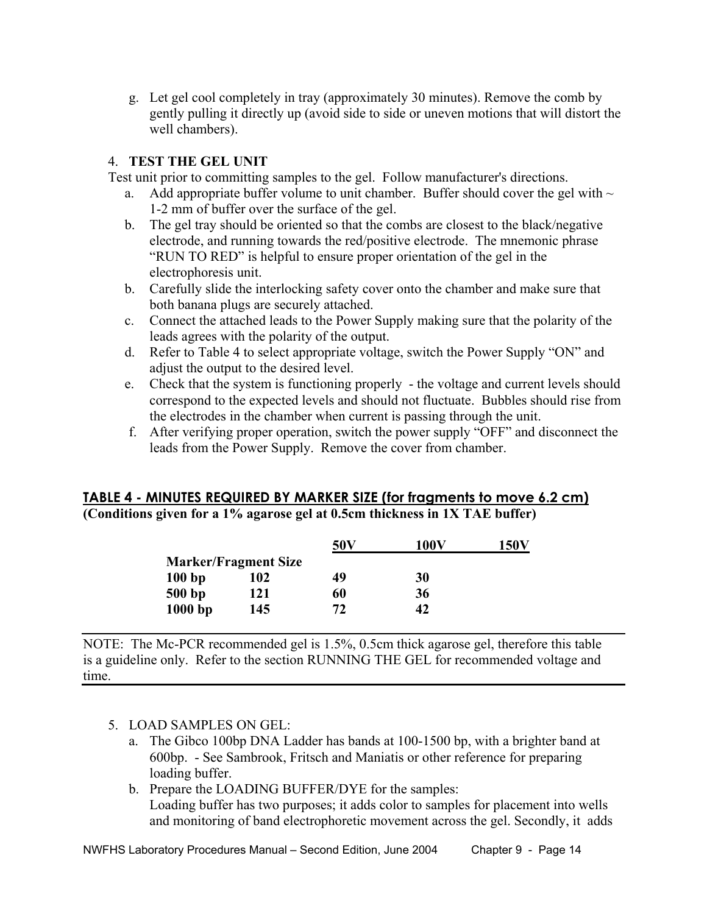g. Let gel cool completely in tray (approximately 30 minutes). Remove the comb by gently pulling it directly up (avoid side to side or uneven motions that will distort the well chambers).

4. **TEST THE GEL UNIT**

Test unit prior to committing samples to the gel. Follow manufacturer's directions.

a. Add appropriate buffer volume to unit chamber. Buffer should cover the gel with ~ 1-2 mm of buffer over the surface of the gel.

b. The gel tray should be oriented so that the combs are closest to the black/negative electrode, and running towards the red/positive electrode. The mnemonic phrase "RUN TO RED" is helpful to ensure proper orientation of the gel in the electrophoresis unit.

b. Carefully slide the interlocking safety cover onto the chamber and make sure that both banana plugs are securely attached.

c. Connect the attached leads to the Power Supply making sure that the polarity of the leads agrees with the polarity of the output.

d. Refer to Table 4 to select appropriate voltage, switch the Power Supply "ON" and adjust the output to the desired level.

e. Check that the system is functioning properly - the voltage and current levels should correspond to the expected levels and should not fluctuate. Bubbles should rise from the electrodes in the chamber when current is passing through the unit.

f. After verifying proper operation, switch the power supply "OFF" and disconnect the leads from the Power Supply. Remove the cover from chamber.

**TABLE 4 - MINUTES REQUIRED BY MARKER SIZE (for fragments to move 6.2 cm)**
**(Conditions given for a 1% agarose gel at 0.5cm thickness in 1X TAE buffer)**

| Marker/Fragment Size | | 50V | 100V | 150V |
|---|---|---|---|---|
| 100 bp | 102 | 49 | 30 | |
| 500 bp | 121 | 60 | 36 | |
| 1000 bp | 145 | 72 | 42 | |

NOTE: The Mc-PCR recommended gel is 1.5%, 0.5cm thick agarose gel, therefore this table is a guideline only. Refer to the section RUNNING THE GEL for recommended voltage and time.

5. LOAD SAMPLES ON GEL:

a. The Gibco 100bp DNA Ladder has bands at 100-1500 bp, with a brighter band at 600bp. - See Sambrook, Fritsch and Maniatis or other reference for preparing loading buffer.

b. Prepare the LOADING BUFFER/DYE for the samples:
Loading buffer has two purposes; it adds color to samples for placement into wells and monitoring of band electrophoretic movement across the gel. Secondly, it adds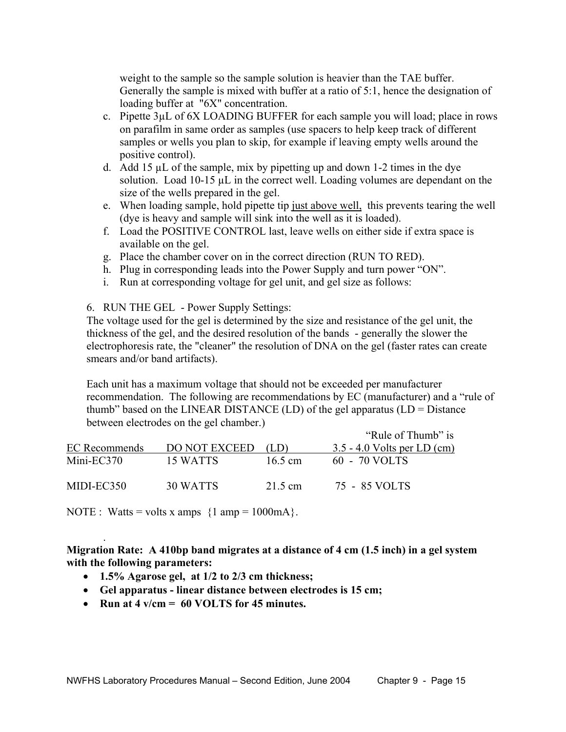weight to the sample so the sample solution is heavier than the TAE buffer. Generally the sample is mixed with buffer at a ratio of 5:1, hence the designation of loading buffer at "6X" concentration.

c. Pipette 3µL of 6X LOADING BUFFER for each sample you will load; place in rows on parafilm in same order as samples (use spacers to help keep track of different samples or wells you plan to skip, for example if leaving empty wells around the positive control).
d. Add 15 µL of the sample, mix by pipetting up and down 1-2 times in the dye solution. Load 10-15 µL in the correct well. Loading volumes are dependant on the size of the wells prepared in the gel.
e. When loading sample, hold pipette tip <u>just above well,</u> this prevents tearing the well (dye is heavy and sample will sink into the well as it is loaded).
f. Load the POSITIVE CONTROL last, leave wells on either side if extra space is available on the gel.
g. Place the chamber cover on in the correct direction (RUN TO RED).
h. Plug in corresponding leads into the Power Supply and turn power "ON".
i. Run at corresponding voltage for gel unit, and gel size as follows:

6. RUN THE GEL - Power Supply Settings:

The voltage used for the gel is determined by the size and resistance of the gel unit, the thickness of the gel, and the desired resolution of the bands - generally the slower the electrophoresis rate, the "cleaner" the resolution of DNA on the gel (faster rates can create smears and/or band artifacts).

Each unit has a maximum voltage that should not be exceeded per manufacturer recommendation. The following are recommendations by EC (manufacturer) and a "rule of thumb" based on the LINEAR DISTANCE (LD) of the gel apparatus (LD = Distance between electrodes on the gel chamber.)

| EC Recommends | DO NOT EXCEED | (LD) | "Rule of Thumb" is 3.5 - 4.0 Volts per LD (cm) |
|---|---|---|---|
| Mini-EC370 | 15 WATTS | 16.5 cm | 60 - 70 VOLTS |
| MIDI-EC350 | 30 WATTS | 21.5 cm | 75 - 85 VOLTS |

NOTE : Watts = volts x amps {1 amp = 1000mA}.

**Migration Rate: A 410bp band migrates at a distance of 4 cm (1.5 inch) in a gel system with the following parameters:**

- **1.5% Agarose gel, at 1/2 to 2/3 cm thickness;**
- **Gel apparatus - linear distance between electrodes is 15 cm;**
- **Run at 4 v/cm = 60 VOLTS for 45 minutes.**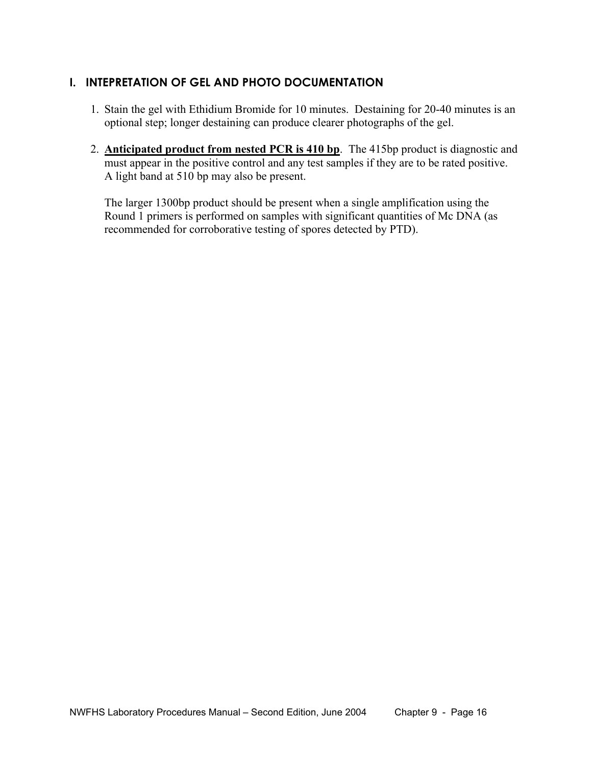## I. INTEPRETATION OF GEL AND PHOTO DOCUMENTATION

1. Stain the gel with Ethidium Bromide for 10 minutes. Destaining for 20-40 minutes is an optional step; longer destaining can produce clearer photographs of the gel.

2. **Anticipated product from nested PCR is 410 bp**. The 415bp product is diagnostic and must appear in the positive control and any test samples if they are to be rated positive. A light band at 510 bp may also be present.

   The larger 1300bp product should be present when a single amplification using the Round 1 primers is performed on samples with significant quantities of Mc DNA (as recommended for corroborative testing of spores detected by PTD).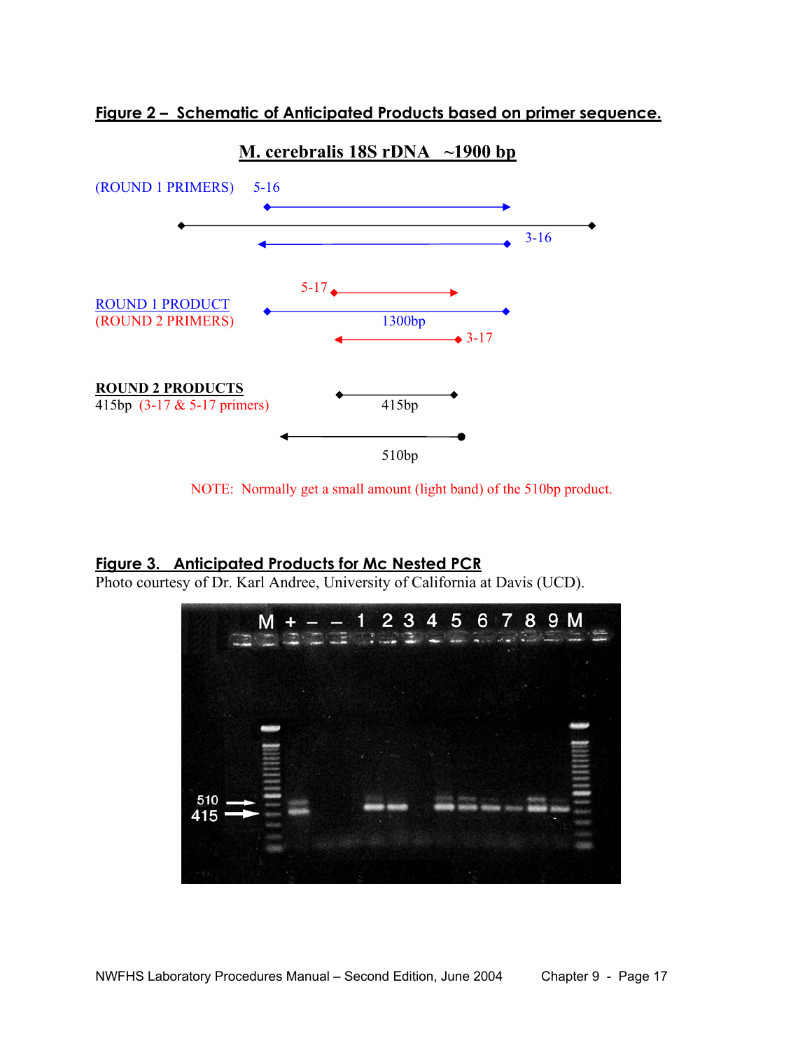**Figure 2 – Schematic of Anticipated Products based on primer sequence.**

**M. cerebralis 18S rDNA ~1900 bp**

(ROUND 1 PRIMERS) 5-16

3-16

5-17

ROUND 1 PRODUCT
(ROUND 2 PRIMERS)

1300bp

3-17

**ROUND 2 PRODUCTS**
415bp (3-17 & 5-17 primers)

415bp

510bp

NOTE: Normally get a small amount (light band) of the 510bp product.

**Figure 3. Anticipated Products for Mc Nested PCR**
Photo courtesy of Dr. Karl Andree, University of California at Davis (UCD).

M + – – 1 2 3 4 5 6 7 8 9 M

510

415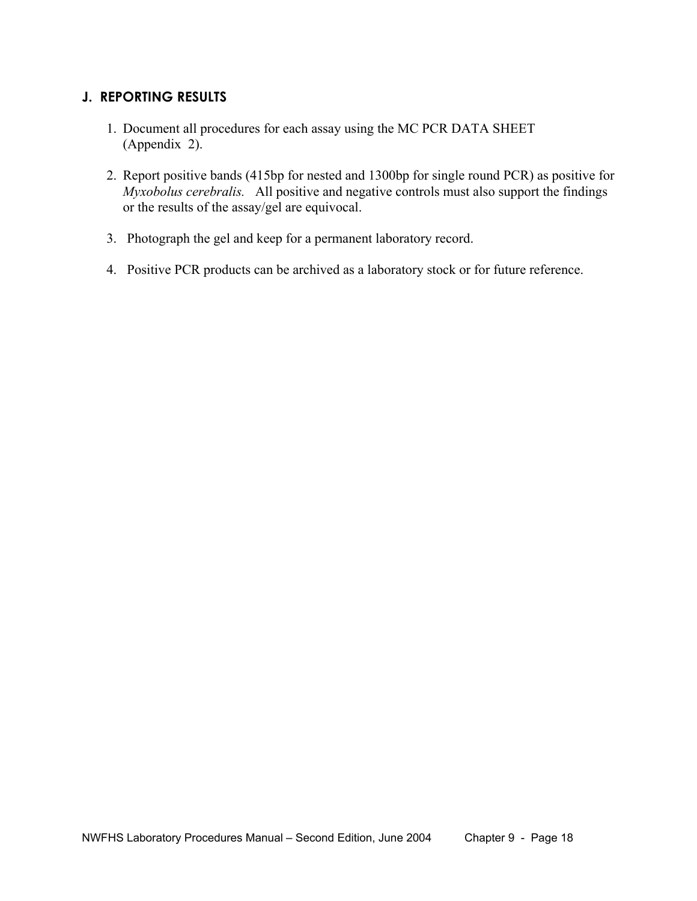## J. REPORTING RESULTS

1. Document all procedures for each assay using the MC PCR DATA SHEET (Appendix 2).

2. Report positive bands (415bp for nested and 1300bp for single round PCR) as positive for *Myxobolus cerebralis.* All positive and negative controls must also support the findings or the results of the assay/gel are equivocal.

3. Photograph the gel and keep for a permanent laboratory record.

4. Positive PCR products can be archived as a laboratory stock or for future reference.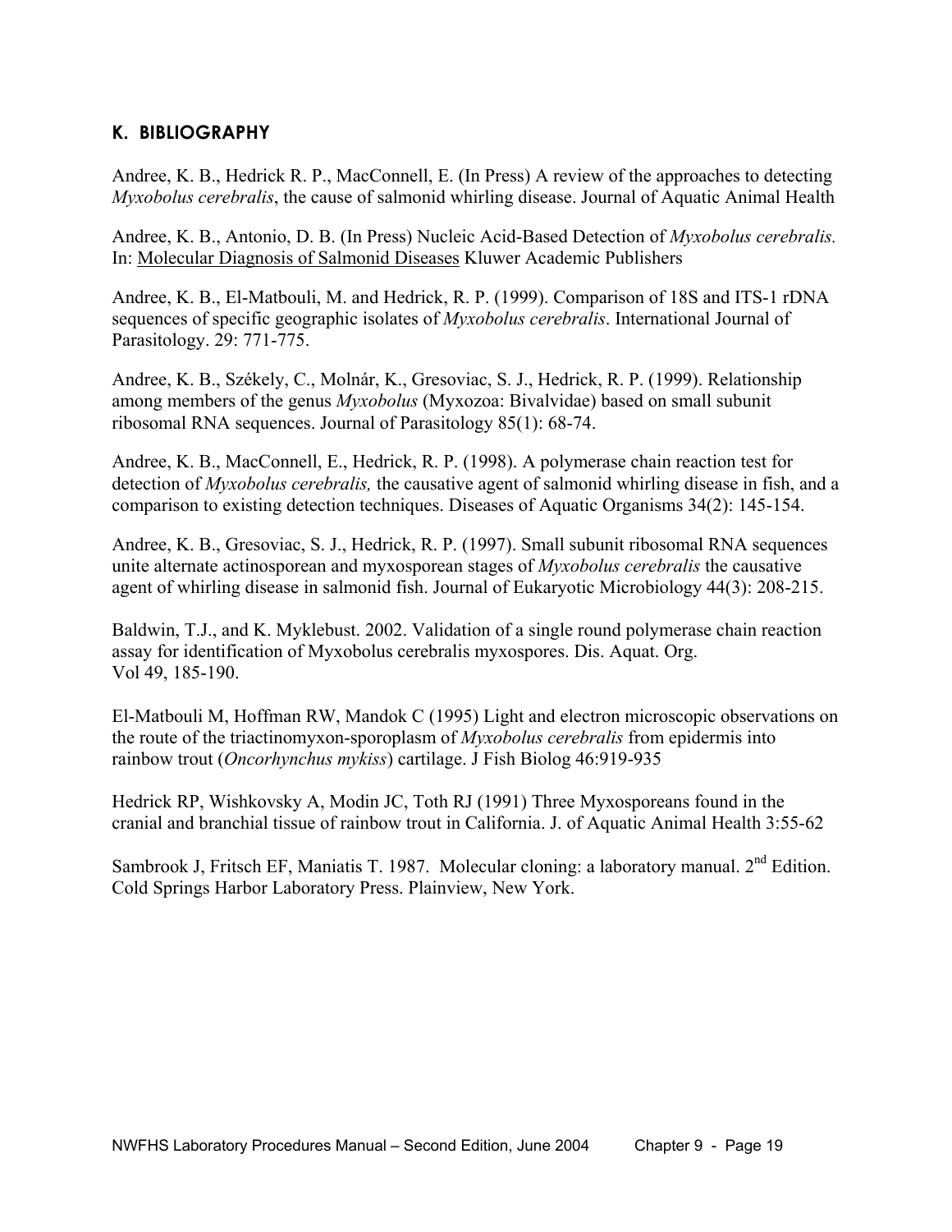## K. BIBLIOGRAPHY

Andree, K. B., Hedrick R. P., MacConnell, E. (In Press) A review of the approaches to detecting *Myxobolus cerebralis*, the cause of salmonid whirling disease. Journal of Aquatic Animal Health

Andree, K. B., Antonio, D. B. (In Press) Nucleic Acid-Based Detection of *Myxobolus cerebralis.* In: Molecular Diagnosis of Salmonid Diseases Kluwer Academic Publishers

Andree, K. B., El-Matbouli, M. and Hedrick, R. P. (1999). Comparison of 18S and ITS-1 rDNA sequences of specific geographic isolates of *Myxobolus cerebralis*. International Journal of Parasitology. 29: 771-775.

Andree, K. B., Székely, C., Molnár, K., Gresoviac, S. J., Hedrick, R. P. (1999). Relationship among members of the genus *Myxobolus* (Myxozoa: Bivalvidae) based on small subunit ribosomal RNA sequences. Journal of Parasitology 85(1): 68-74.

Andree, K. B., MacConnell, E., Hedrick, R. P. (1998). A polymerase chain reaction test for detection of *Myxobolus cerebralis,* the causative agent of salmonid whirling disease in fish, and a comparison to existing detection techniques. Diseases of Aquatic Organisms 34(2): 145-154.

Andree, K. B., Gresoviac, S. J., Hedrick, R. P. (1997). Small subunit ribosomal RNA sequences unite alternate actinosporean and myxosporean stages of *Myxobolus cerebralis* the causative agent of whirling disease in salmonid fish. Journal of Eukaryotic Microbiology 44(3): 208-215.

Baldwin, T.J., and K. Myklebust. 2002. Validation of a single round polymerase chain reaction assay for identification of Myxobolus cerebralis myxospores. Dis. Aquat. Org. Vol 49, 185-190.

El-Matbouli M, Hoffman RW, Mandok C (1995) Light and electron microscopic observations on the route of the triactinomyxon-sporoplasm of *Myxobolus cerebralis* from epidermis into rainbow trout (*Oncorhynchus mykiss*) cartilage. J Fish Biolog 46:919-935

Hedrick RP, Wishkovsky A, Modin JC, Toth RJ (1991) Three Myxosporeans found in the cranial and branchial tissue of rainbow trout in California. J. of Aquatic Animal Health 3:55-62

Sambrook J, Fritsch EF, Maniatis T. 1987. Molecular cloning: a laboratory manual. 2nd Edition. Cold Springs Harbor Laboratory Press. Plainview, New York.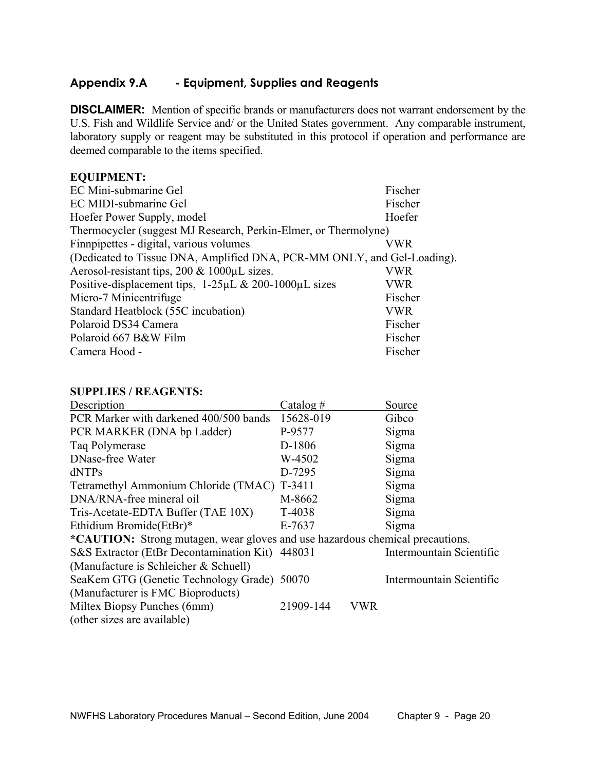## Appendix 9.A - Equipment, Supplies and Reagents

**DISCLAIMER:** Mention of specific brands or manufacturers does not warrant endorsement by the U.S. Fish and Wildlife Service and/ or the United States government. Any comparable instrument, laboratory supply or reagent may be substituted in this protocol if operation and performance are deemed comparable to the items specified.

**EQUIPMENT:**

| | |
|---|---|
| EC Mini-submarine Gel | Fischer |
| EC MIDI-submarine Gel | Fischer |
| Hoefer Power Supply, model | Hoefer |
| Thermocycler (suggest MJ Research, Perkin-Elmer, or Thermolyne) | |
| Finnpipettes - digital, various volumes | VWR |
| (Dedicated to Tissue DNA, Amplified DNA, PCR-MM ONLY, and Gel-Loading). | |
| Aerosol-resistant tips, 200 & 1000µL sizes. | VWR |
| Positive-displacement tips, 1-25µL & 200-1000µL sizes | VWR |
| Micro-7 Minicentrifuge | Fischer |
| Standard Heatblock (55C incubation) | VWR |
| Polaroid DS34 Camera | Fischer |
| Polaroid 667 B&W Film | Fischer |
| Camera Hood - | Fischer |

**SUPPLIES / REAGENTS:**

| Description | Catalog # | Source |
|---|---|---|
| PCR Marker with darkened 400/500 bands | 15628-019 | Gibco |
| PCR MARKER (DNA bp Ladder) | P-9577 | Sigma |
| Taq Polymerase | D-1806 | Sigma |
| DNase-free Water | W-4502 | Sigma |
| dNTPs | D-7295 | Sigma |
| Tetramethyl Ammonium Chloride (TMAC) | T-3411 | Sigma |
| DNA/RNA-free mineral oil | M-8662 | Sigma |
| Tris-Acetate-EDTA Buffer (TAE 10X) | T-4038 | Sigma |
| Ethidium Bromide(EtBr)* | E-7637 | Sigma |
| ***CAUTION:** Strong mutagen, wear gloves and use hazardous chemical precautions. | | |
| S&S Extractor (EtBr Decontamination Kit) (Manufacture is Schleicher & Schuell) | 448031 | Intermountain Scientific |
| SeaKem GTG (Genetic Technology Grade) (Manufacturer is FMC Bioproducts) | 50070 | Intermountain Scientific |
| Miltex Biopsy Punches (6mm) (other sizes are available) | 21909-144 | VWR |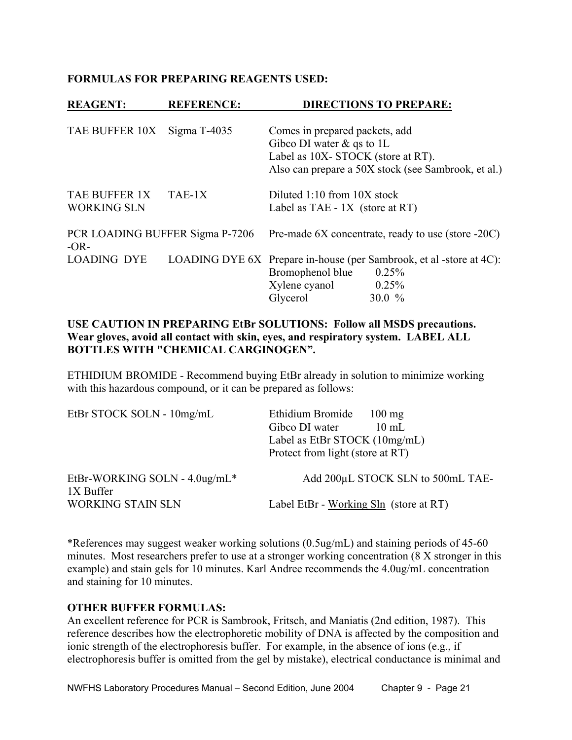**FORMULAS FOR PREPARING REAGENTS USED:**

| REAGENT: | REFERENCE: | DIRECTIONS TO PREPARE: |
|---|---|---|
| TAE BUFFER 10X | Sigma T-4035 | Comes in prepared packets, add Gibco DI water & qs to 1L<br>Label as 10X- STOCK (store at RT).<br>Also can prepare a 50X stock (see Sambrook, et al.) |
| TAE BUFFER 1X WORKING SLN | TAE-1X | Diluted 1:10 from 10X stock<br>Label as TAE - 1X (store at RT) |
| PCR LOADING BUFFER<br>-OR- | Sigma P-7206 | Pre-made 6X concentrate, ready to use (store -20C) |
| LOADING DYE | LOADING DYE 6X | Prepare in-house (per Sambrook, et al -store at 4C):<br>Bromophenol blue 0.25%<br>Xylene cyanol 0.25%<br>Glycerol 30.0 % |

**USE CAUTION IN PREPARING EtBr SOLUTIONS: Follow all MSDS precautions. Wear gloves, avoid all contact with skin, eyes, and respiratory system. LABEL ALL BOTTLES WITH "CHEMICAL CARGINOGEN".**

ETHIDIUM BROMIDE - Recommend buying EtBr already in solution to minimize working with this hazardous compound, or it can be prepared as follows:

| | |
|---|---|
| EtBr STOCK SOLN - 10mg/mL | Ethidium Bromide 100 mg<br>Gibco DI water 10 mL<br>Label as EtBr STOCK (10mg/mL)<br>Protect from light (store at RT) |
| EtBr-WORKING SOLN - 4.0ug/mL*<br>WORKING STAIN SLN | Add 200µL STOCK SLN to 500mL TAE-1X Buffer<br>Label EtBr - <u>Working Sln</u> (store at RT) |

*References may suggest weaker working solutions (0.5ug/mL) and staining periods of 45-60 minutes. Most researchers prefer to use at a stronger working concentration (8 X stronger in this example) and stain gels for 10 minutes. Karl Andree recommends the 4.0ug/mL concentration and staining for 10 minutes.

**OTHER BUFFER FORMULAS:**

An excellent reference for PCR is Sambrook, Fritsch, and Maniatis (2nd edition, 1987). This reference describes how the electrophoretic mobility of DNA is affected by the composition and ionic strength of the electrophoresis buffer. For example, in the absence of ions (e.g., if electrophoresis buffer is omitted from the gel by mistake), electrical conductance is minimal and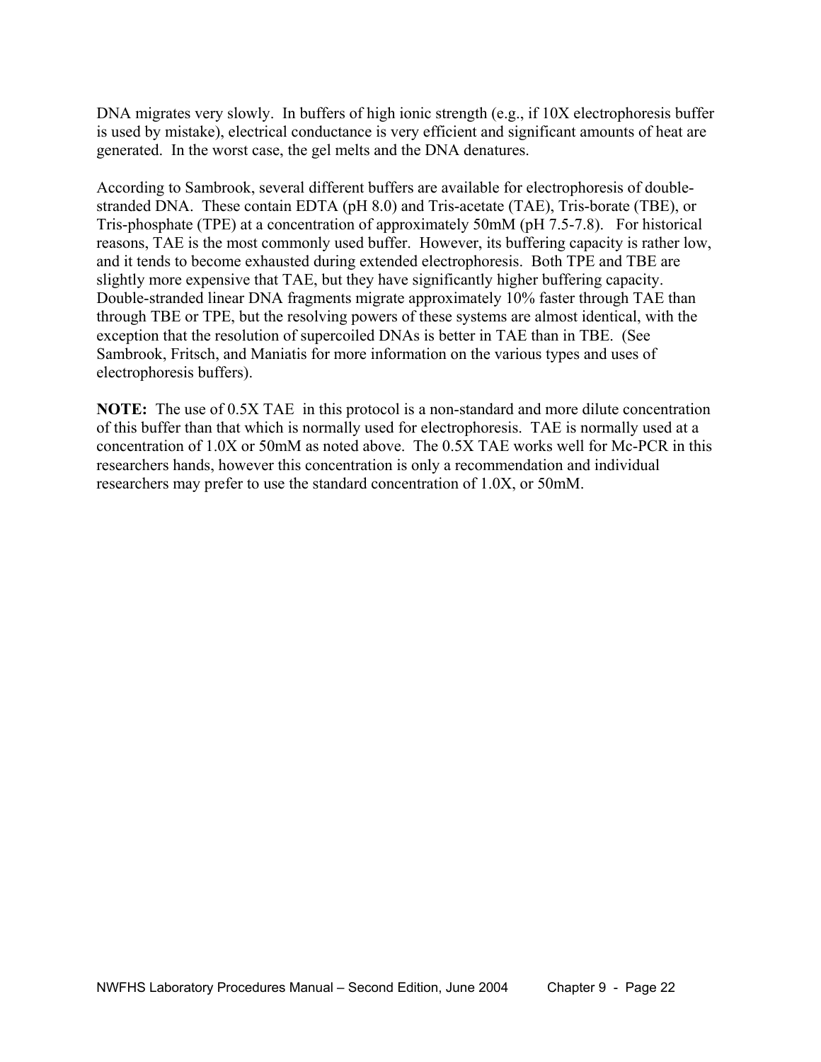DNA migrates very slowly. In buffers of high ionic strength (e.g., if 10X electrophoresis buffer is used by mistake), electrical conductance is very efficient and significant amounts of heat are generated. In the worst case, the gel melts and the DNA denatures.

According to Sambrook, several different buffers are available for electrophoresis of double-stranded DNA. These contain EDTA (pH 8.0) and Tris-acetate (TAE), Tris-borate (TBE), or Tris-phosphate (TPE) at a concentration of approximately 50mM (pH 7.5-7.8). For historical reasons, TAE is the most commonly used buffer. However, its buffering capacity is rather low, and it tends to become exhausted during extended electrophoresis. Both TPE and TBE are slightly more expensive that TAE, but they have significantly higher buffering capacity. Double-stranded linear DNA fragments migrate approximately 10% faster through TAE than through TBE or TPE, but the resolving powers of these systems are almost identical, with the exception that the resolution of supercoiled DNAs is better in TAE than in TBE. (See Sambrook, Fritsch, and Maniatis for more information on the various types and uses of electrophoresis buffers).

**NOTE:** The use of 0.5X TAE in this protocol is a non-standard and more dilute concentration of this buffer than that which is normally used for electrophoresis. TAE is normally used at a concentration of 1.0X or 50mM as noted above. The 0.5X TAE works well for Mc-PCR in this researchers hands, however this concentration is only a recommendation and individual researchers may prefer to use the standard concentration of 1.0X, or 50mM.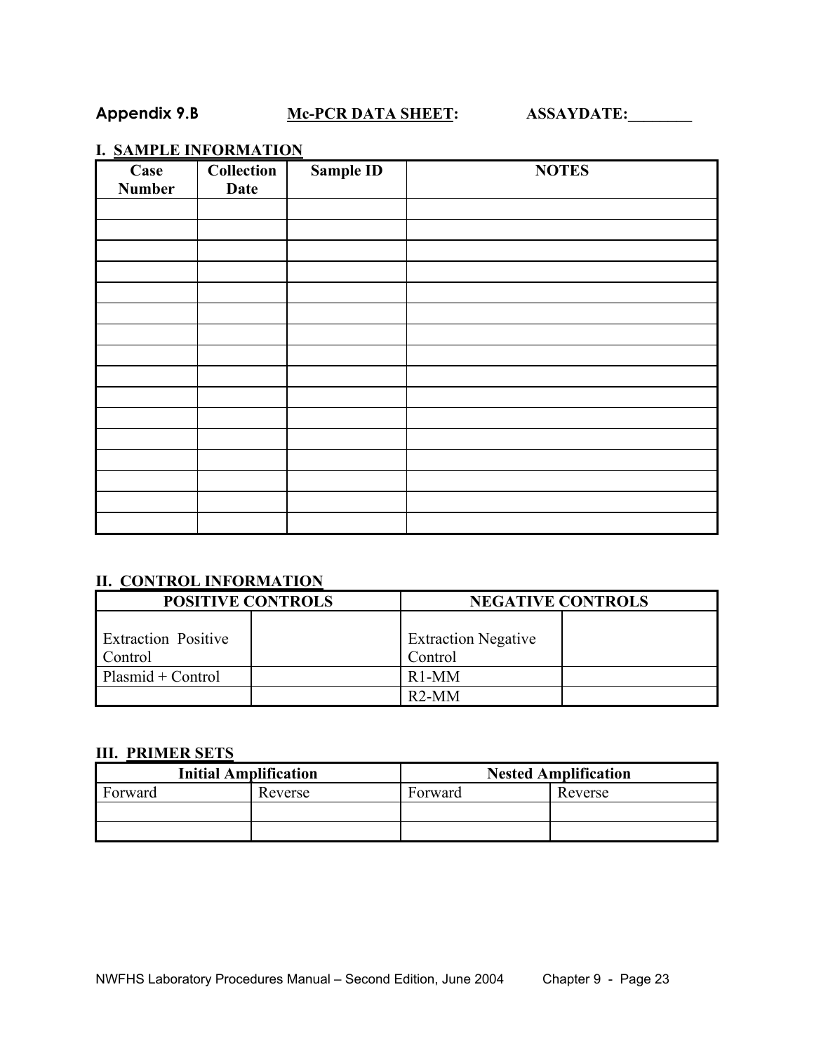**Appendix 9.B** **<u>Mc-PCR DATA SHEET</u>:** **ASSAYDATE:________**

## I. <u>SAMPLE INFORMATION</u>

| Case Number | Collection Date | Sample ID | NOTES |
|---|---|---|---|
| | | | |
| | | | |
| | | | |
| | | | |
| | | | |
| | | | |
| | | | |
| | | | |
| | | | |
| | | | |
| | | | |
| | | | |
| | | | |
| | | | |
| | | | |
| | | | |

## II. <u>CONTROL INFORMATION</u>

| POSITIVE CONTROLS | | NEGATIVE CONTROLS | |
|---|---|---|---|
| Extraction Positive Control | | Extraction Negative Control | |
| Plasmid + Control | | R1-MM | |
| | | R2-MM | |

## III. <u>PRIMER SETS</u>

| Initial Amplification | | Nested Amplification | |
|---|---|---|---|
| Forward | Reverse | Forward | Reverse |
| | | | |
| | | | |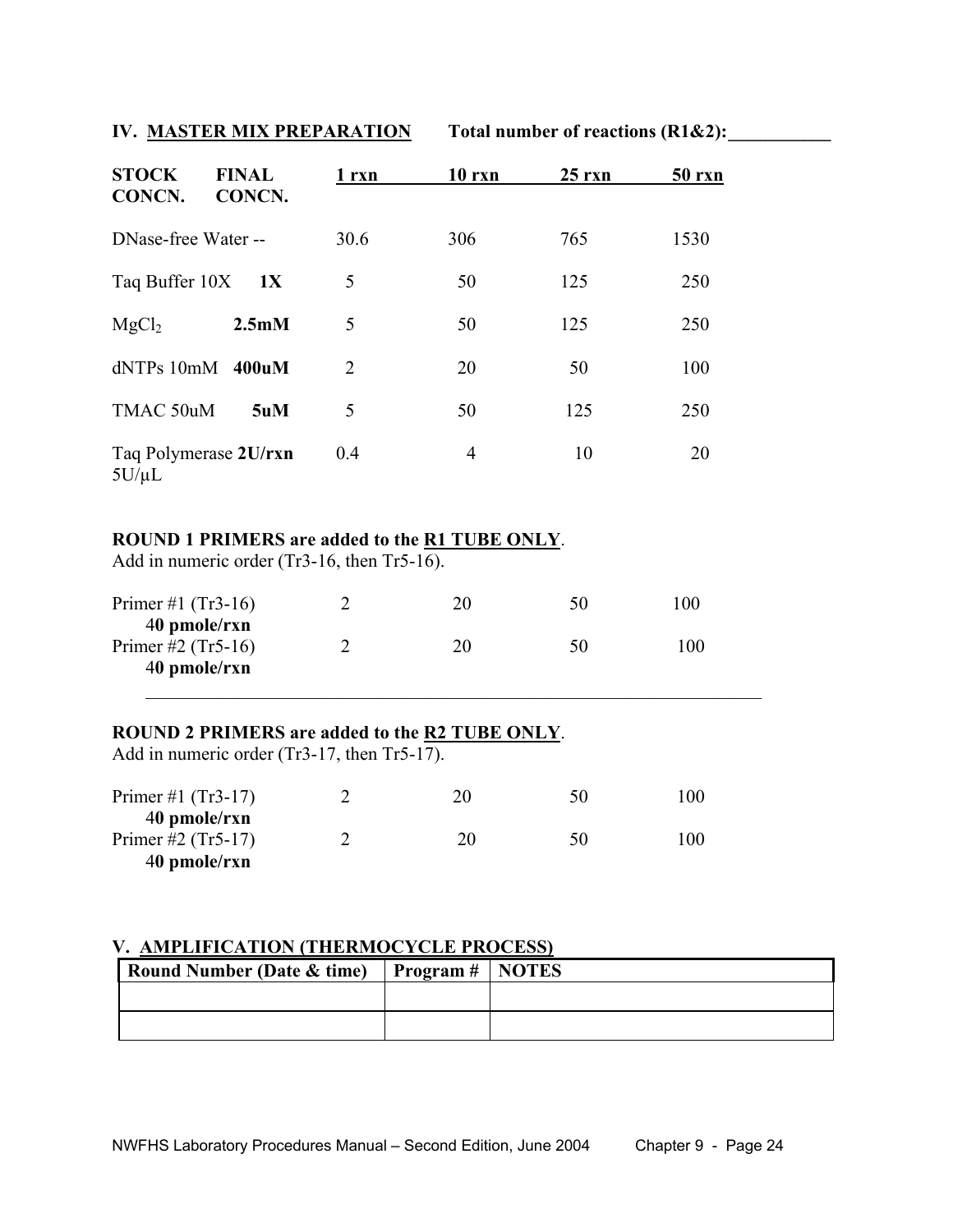## IV. MASTER MIX PREPARATION

**Total number of reactions (R1&2):___________**

| STOCK CONCN. | FINAL CONCN. | 1 rxn | 10 rxn | 25 rxn | 50 rxn |
|---|---|---|---|---|---|
| DNase-free Water | -- | 30.6 | 306 | 765 | 1530 |
| Taq Buffer 10X | **1X** | 5 | 50 | 125 | 250 |
| $MgCl_2$ | **2.5mM** | 5 | 50 | 125 | 250 |
| dNTPs 10mM | **400uM** | 2 | 20 | 50 | 100 |
| TMAC 50uM | **5uM** | 5 | 50 | 125 | 250 |
| Taq Polymerase 5U/µL | **2U/rxn** | 0.4 | 4 | 10 | 20 |

**ROUND 1 PRIMERS are added to the R1 TUBE ONLY**.
Add in numeric order (Tr3-16, then Tr5-16).

| Primer | 1 rxn | 10 rxn | 25 rxn | 50 rxn |
|---|---|---|---|---|
| Primer #1 (Tr3-16) 4**0 pmole/rxn** | 2 | 20 | 50 | 100 |
| Primer #2 (Tr5-16) 4**0 pmole/rxn** | 2 | 20 | 50 | 100 |

**ROUND 2 PRIMERS are added to the R2 TUBE ONLY**.
Add in numeric order (Tr3-17, then Tr5-17).

| Primer | 1 rxn | 10 rxn | 25 rxn | 50 rxn |
|---|---|---|---|---|
| Primer #1 (Tr3-17) 4**0 pmole/rxn** | 2 | 20 | 50 | 100 |
| Primer #2 (Tr5-17) 4**0 pmole/rxn** | 2 | 20 | 50 | 100 |

## V. AMPLIFICATION (THERMOCYCLE PROCESS)

| Round Number (Date & time) | Program # | NOTES |
|---|---|---|
| | | |
| | | |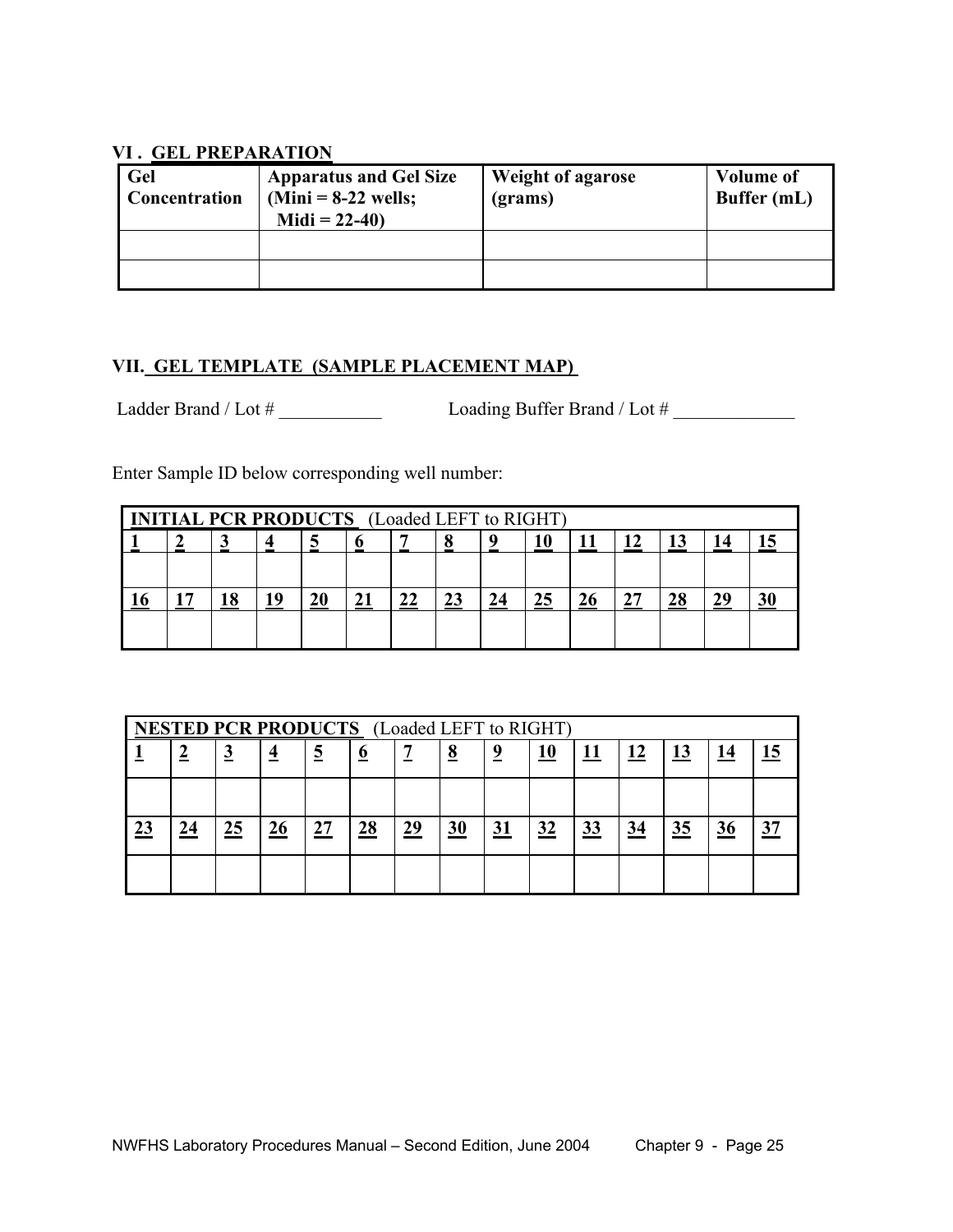## VI . GEL PREPARATION

| Gel Concentration | Apparatus and Gel Size (Mini = 8-22 wells; Midi = 22-40) | Weight of agarose (grams) | Volume of Buffer (mL) |
|---|---|---|---|
| | | | |
| | | | |

## VII. GEL TEMPLATE (SAMPLE PLACEMENT MAP)

Ladder Brand / Lot # ___________ Loading Buffer Brand / Lot # _____________

Enter Sample ID below corresponding well number:

| **INITIAL PCR PRODUCTS** (Loaded LEFT to RIGHT) | | | | | | | | | | | | | | |
|---|---|---|---|---|---|---|---|---|---|---|---|---|---|---|
| **1** | **2** | **3** | **4** | **5** | **6** | **7** | **8** | **9** | **10** | **11** | **12** | **13** | **14** | **15** |
| | | | | | | | | | | | | | | |
| **16** | **17** | **18** | **19** | **20** | **21** | **22** | **23** | **24** | **25** | **26** | **27** | **28** | **29** | **30** |
| | | | | | | | | | | | | | | |

| **NESTED PCR PRODUCTS** (Loaded LEFT to RIGHT) | | | | | | | | | | | | | | |
|---|---|---|---|---|---|---|---|---|---|---|---|---|---|---|
| **1** | **2** | **3** | **4** | **5** | **6** | **7** | **8** | **9** | **10** | **11** | **12** | **13** | **14** | **15** |
| | | | | | | | | | | | | | | |
| **23** | **24** | **25** | **26** | **27** | **28** | **29** | **30** | **31** | **32** | **33** | **34** | **35** | **36** | **37** |
| | | | | | | | | | | | | | | |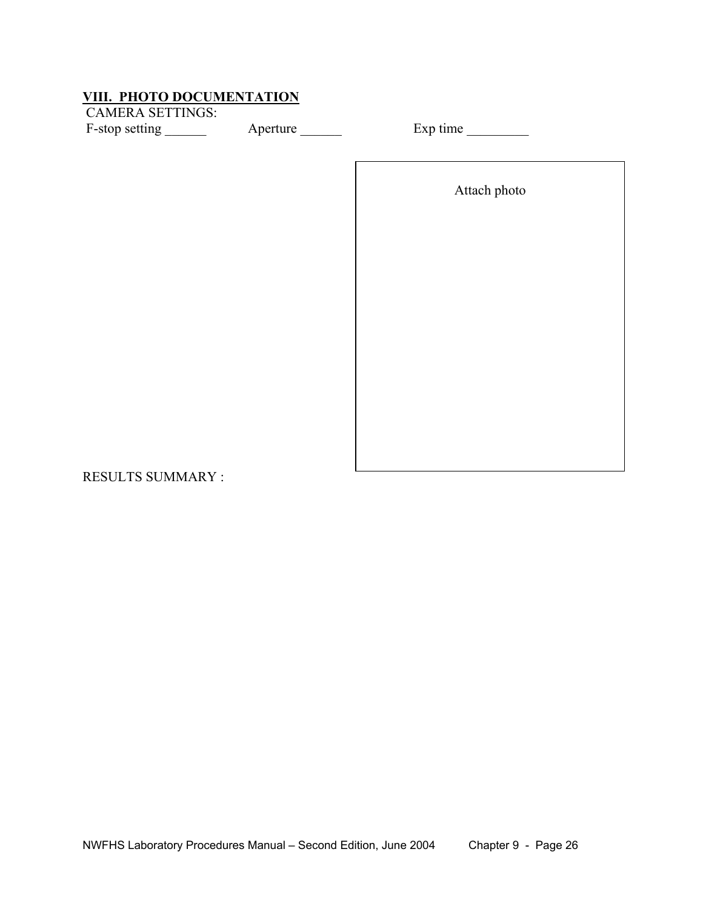## VIII. PHOTO DOCUMENTATION

CAMERA SETTINGS:

F-stop setting ______ Aperture ______ Exp time _________

Attach photo

RESULTS SUMMARY :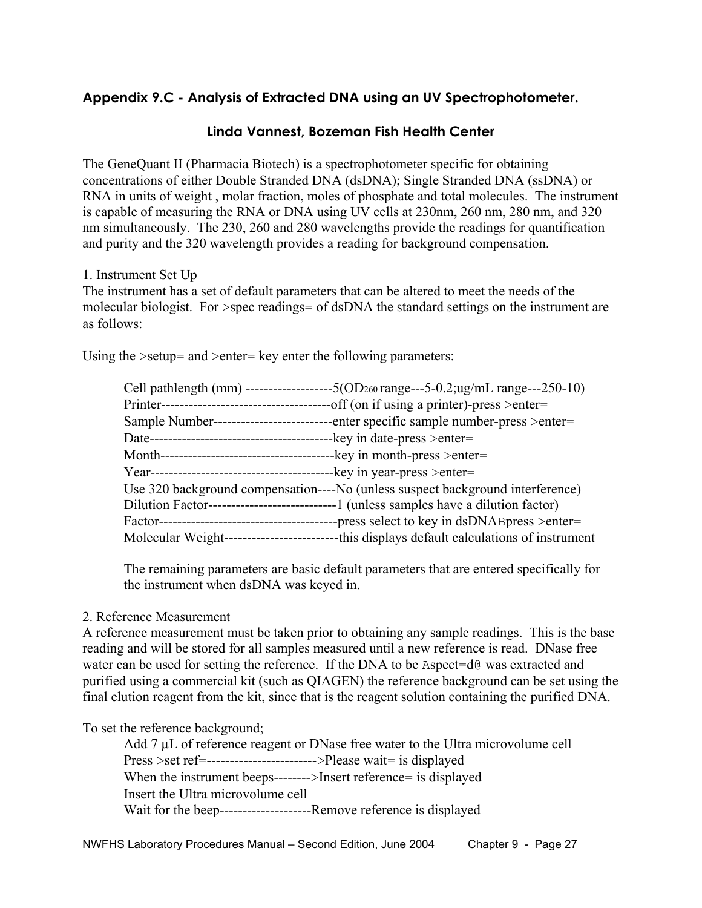## Appendix 9.C - Analysis of Extracted DNA using an UV Spectrophotometer.

### Linda Vannest, Bozeman Fish Health Center

The GeneQuant II (Pharmacia Biotech) is a spectrophotometer specific for obtaining concentrations of either Double Stranded DNA (dsDNA); Single Stranded DNA (ssDNA) or RNA in units of weight , molar fraction, moles of phosphate and total molecules. The instrument is capable of measuring the RNA or DNA using UV cells at 230nm, 260 nm, 280 nm, and 320 nm simultaneously. The 230, 260 and 280 wavelengths provide the readings for quantification and purity and the 320 wavelength provides a reading for background compensation.

1. Instrument Set Up

The instrument has a set of default parameters that can be altered to meet the needs of the molecular biologist. For >spec readings= of dsDNA the standard settings on the instrument are as follows:

Using the >setup= and >enter= key enter the following parameters:

> Cell pathlength (mm) -------------------5($OD_{260}$ range---5-0.2;ug/mL range---250-10)
> Printer-------------------------------------off (on if using a printer)-press >enter=
> Sample Number--------------------------enter specific sample number-press >enter=
> Date----------------------------------------key in date-press >enter=
> Month--------------------------------------key in month-press >enter=
> Year----------------------------------------key in year-press >enter=
> Use 320 background compensation----No (unless suspect background interference)
> Dilution Factor----------------------------1 (unless samples have a dilution factor)
> Factor---------------------------------------press select to key in dsDNABpress >enter=
> Molecular Weight-------------------------this displays default calculations of instrument
>
> The remaining parameters are basic default parameters that are entered specifically for the instrument when dsDNA was keyed in.

2. Reference Measurement

A reference measurement must be taken prior to obtaining any sample readings. This is the base reading and will be stored for all samples measured until a new reference is read. DNase free water can be used for setting the reference. If the DNA to be Aspect=d@ was extracted and purified using a commercial kit (such as QIAGEN) the reference background can be set using the final elution reagent from the kit, since that is the reagent solution containing the purified DNA.

To set the reference background;

> Add 7 µL of reference reagent or DNase free water to the Ultra microvolume cell
> Press >set ref=------------------------>Please wait= is displayed
> When the instrument beeps-------->Insert reference= is displayed
> Insert the Ultra microvolume cell
> Wait for the beep--------------------Remove reference is displayed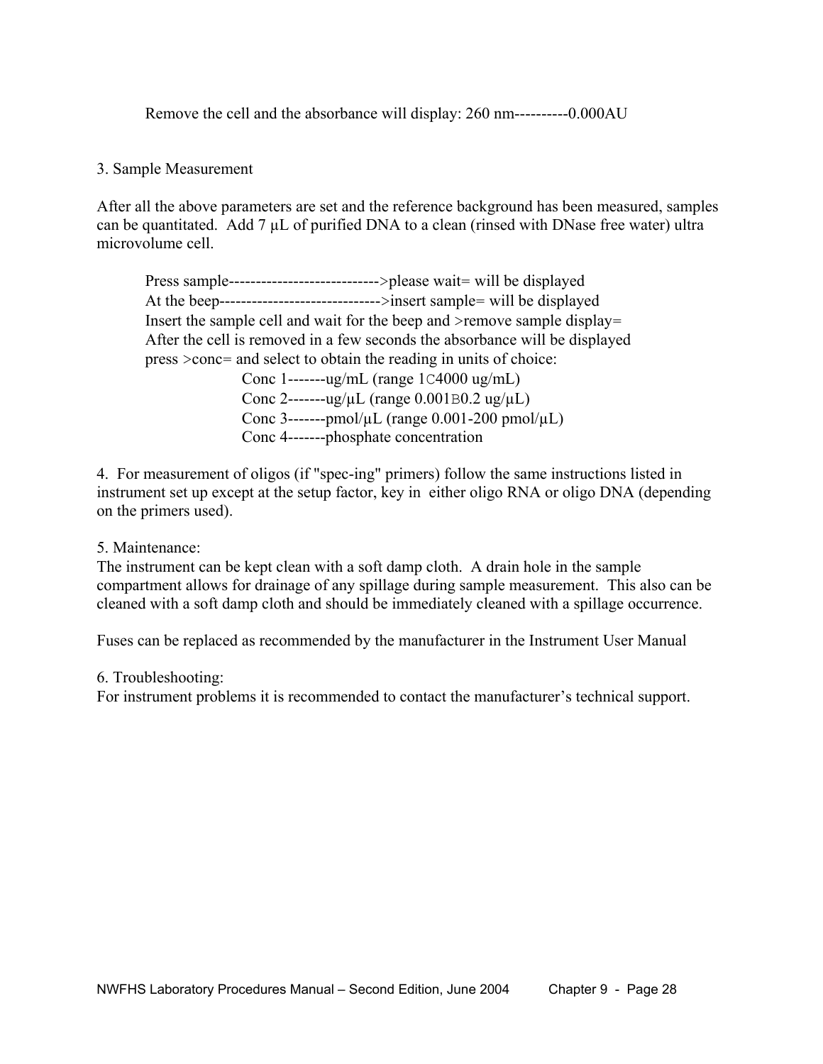Remove the cell and the absorbance will display: 260 nm----------0.000AU

3. Sample Measurement

After all the above parameters are set and the reference background has been measured, samples can be quantitated. Add 7 µL of purified DNA to a clean (rinsed with DNase free water) ultra microvolume cell.

Press sample---------------------------->please wait= will be displayed
At the beep------------------------------>insert sample= will be displayed
Insert the sample cell and wait for the beep and >remove sample display=
After the cell is removed in a few seconds the absorbance will be displayed
press >conc= and select to obtain the reading in units of choice:

Conc 1-------ug/mL (range 1C4000 ug/mL)
Conc 2-------ug/µL (range 0.001B0.2 ug/µL)
Conc 3-------pmol/µL (range 0.001-200 pmol/µL)
Conc 4-------phosphate concentration

4. For measurement of oligos (if "spec-ing" primers) follow the same instructions listed in instrument set up except at the setup factor, key in either oligo RNA or oligo DNA (depending on the primers used).

5. Maintenance:
The instrument can be kept clean with a soft damp cloth. A drain hole in the sample compartment allows for drainage of any spillage during sample measurement. This also can be cleaned with a soft damp cloth and should be immediately cleaned with a spillage occurrence.

Fuses can be replaced as recommended by the manufacturer in the Instrument User Manual

6. Troubleshooting:
For instrument problems it is recommended to contact the manufacturer's technical support.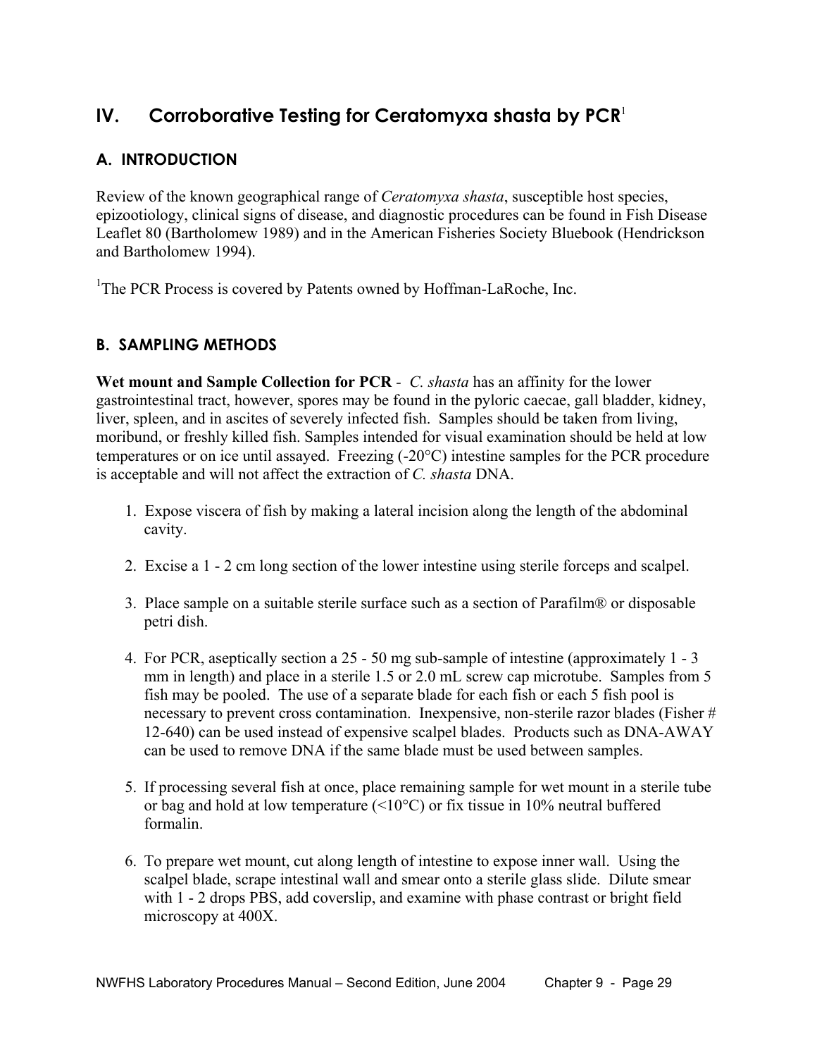## IV. Corroborative Testing for Ceratomyxa shasta by PCR[1]

### A. INTRODUCTION

Review of the known geographical range of *Ceratomyxa shasta*, susceptible host species, epizootiology, clinical signs of disease, and diagnostic procedures can be found in Fish Disease Leaflet 80 (Bartholomew 1989) and in the American Fisheries Society Bluebook (Hendrickson and Bartholomew 1994).

[1]The PCR Process is covered by Patents owned by Hoffman-LaRoche, Inc.

### B. SAMPLING METHODS

**Wet mount and Sample Collection for PCR** - *C. shasta* has an affinity for the lower gastrointestinal tract, however, spores may be found in the pyloric caecae, gall bladder, kidney, liver, spleen, and in ascites of severely infected fish. Samples should be taken from living, moribund, or freshly killed fish. Samples intended for visual examination should be held at low temperatures or on ice until assayed. Freezing (-20°C) intestine samples for the PCR procedure is acceptable and will not affect the extraction of *C. shasta* DNA.

1. Expose viscera of fish by making a lateral incision along the length of the abdominal cavity.

2. Excise a 1 - 2 cm long section of the lower intestine using sterile forceps and scalpel.

3. Place sample on a suitable sterile surface such as a section of Parafilm® or disposable petri dish.

4. For PCR, aseptically section a 25 - 50 mg sub-sample of intestine (approximately 1 - 3 mm in length) and place in a sterile 1.5 or 2.0 mL screw cap microtube. Samples from 5 fish may be pooled. The use of a separate blade for each fish or each 5 fish pool is necessary to prevent cross contamination. Inexpensive, non-sterile razor blades (Fisher # 12-640) can be used instead of expensive scalpel blades. Products such as DNA-AWAY can be used to remove DNA if the same blade must be used between samples.

5. If processing several fish at once, place remaining sample for wet mount in a sterile tube or bag and hold at low temperature (<10°C) or fix tissue in 10% neutral buffered formalin.

6. To prepare wet mount, cut along length of intestine to expose inner wall. Using the scalpel blade, scrape intestinal wall and smear onto a sterile glass slide. Dilute smear with 1 - 2 drops PBS, add coverslip, and examine with phase contrast or bright field microscopy at 400X.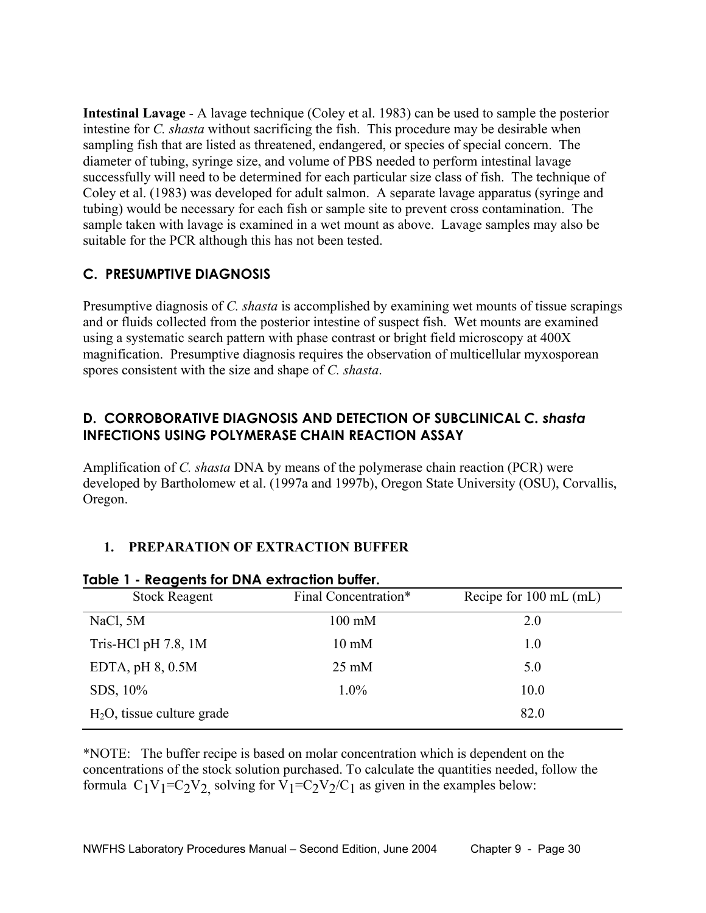**Intestinal Lavage** - A lavage technique (Coley et al. 1983) can be used to sample the posterior intestine for *C. shasta* without sacrificing the fish. This procedure may be desirable when sampling fish that are listed as threatened, endangered, or species of special concern. The diameter of tubing, syringe size, and volume of PBS needed to perform intestinal lavage successfully will need to be determined for each particular size class of fish. The technique of Coley et al. (1983) was developed for adult salmon. A separate lavage apparatus (syringe and tubing) would be necessary for each fish or sample site to prevent cross contamination. The sample taken with lavage is examined in a wet mount as above. Lavage samples may also be suitable for the PCR although this has not been tested.

## C. PRESUMPTIVE DIAGNOSIS

Presumptive diagnosis of *C. shasta* is accomplished by examining wet mounts of tissue scrapings and or fluids collected from the posterior intestine of suspect fish. Wet mounts are examined using a systematic search pattern with phase contrast or bright field microscopy at 400X magnification. Presumptive diagnosis requires the observation of multicellular myxosporean spores consistent with the size and shape of *C. shasta*.

## D. CORROBORATIVE DIAGNOSIS AND DETECTION OF SUBCLINICAL *C. shasta* INFECTIONS USING POLYMERASE CHAIN REACTION ASSAY

Amplification of *C. shasta* DNA by means of the polymerase chain reaction (PCR) were developed by Bartholomew et al. (1997a and 1997b), Oregon State University (OSU), Corvallis, Oregon.

### 1. PREPARATION OF EXTRACTION BUFFER

**Table 1 - Reagents for DNA extraction buffer.**

| Stock Reagent | Final Concentration* | Recipe for 100 mL (mL) |
|---|---|---|
| NaCl, 5M | 100 mM | 2.0 |
| Tris-HCl pH 7.8, 1M | 10 mM | 1.0 |
| EDTA, pH 8, 0.5M | 25 mM | 5.0 |
| SDS, 10% | 1.0% | 10.0 |
| $H_2O$, tissue culture grade | | 82.0 |

*NOTE: The buffer recipe is based on molar concentration which is dependent on the concentrations of the stock solution purchased. To calculate the quantities needed, follow the formula $C_1V_1=C_2V_2$, solving for $V_1=C_2V_2/C_1$ as given in the examples below: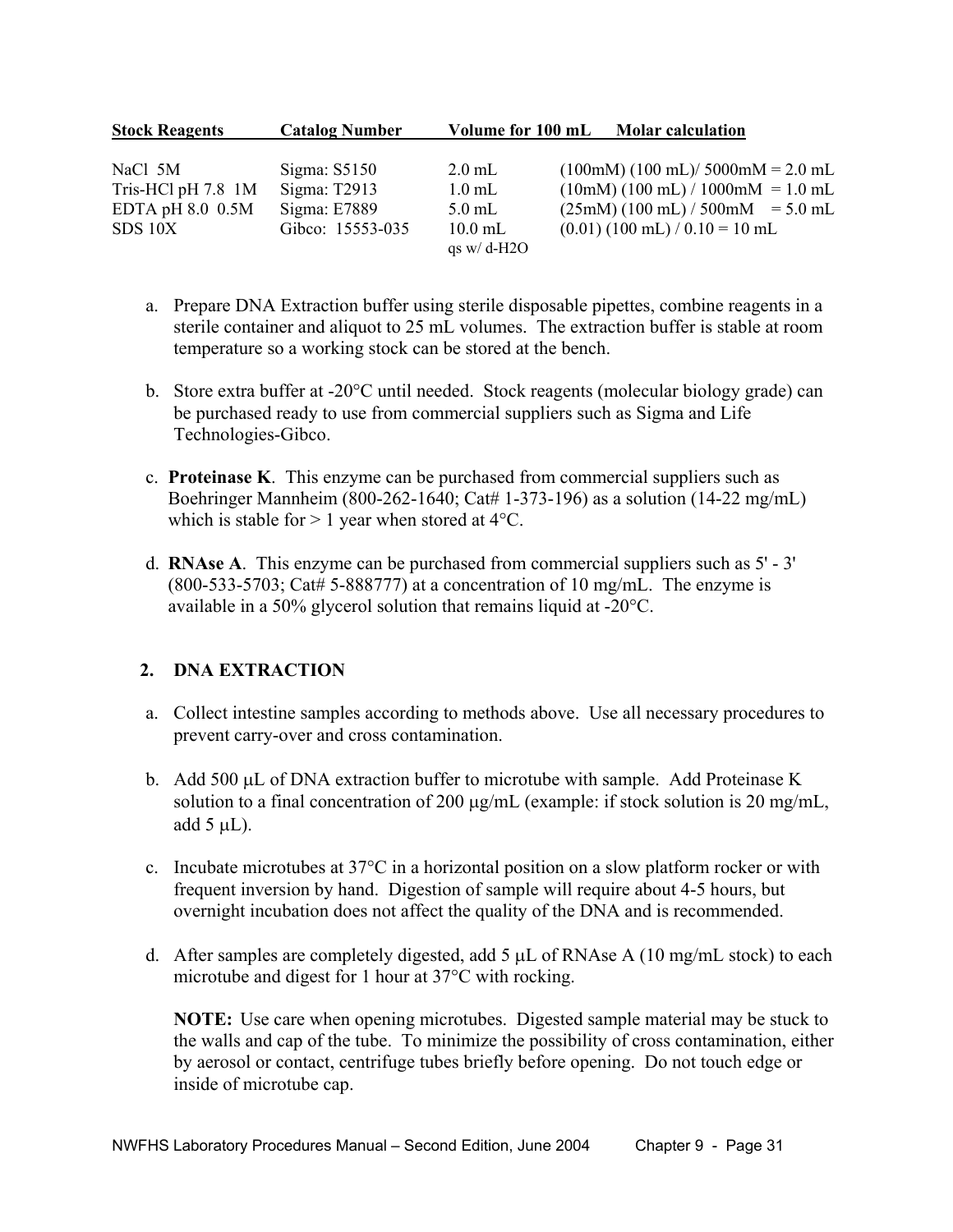| Stock Reagents | Catalog Number | Volume for 100 mL | Molar calculation |
|---|---|---|---|
| NaCl 5M | Sigma: S5150 | 2.0 mL | (100mM) (100 mL)/ 5000mM = 2.0 mL |
| Tris-HCl pH 7.8 1M | Sigma: T2913 | 1.0 mL | (10mM) (100 mL) / 1000mM = 1.0 mL |
| EDTA pH 8.0 0.5M | Sigma: E7889 | 5.0 mL | (25mM) (100 mL) / 500mM = 5.0 mL |
| SDS 10X | Gibco: 15553-035 | 10.0 mL | (0.01) (100 mL) / 0.10 = 10 mL |
| | | qs w/ d-H2O | |

a. Prepare DNA Extraction buffer using sterile disposable pipettes, combine reagents in a sterile container and aliquot to 25 mL volumes. The extraction buffer is stable at room temperature so a working stock can be stored at the bench.

b. Store extra buffer at -20°C until needed. Stock reagents (molecular biology grade) can be purchased ready to use from commercial suppliers such as Sigma and Life Technologies-Gibco.

c. **Proteinase K**. This enzyme can be purchased from commercial suppliers such as Boehringer Mannheim (800-262-1640; Cat# 1-373-196) as a solution (14-22 mg/mL) which is stable for > 1 year when stored at 4°C.

d. **RNAse A**. This enzyme can be purchased from commercial suppliers such as 5' - 3' (800-533-5703; Cat# 5-888777) at a concentration of 10 mg/mL. The enzyme is available in a 50% glycerol solution that remains liquid at -20°C.

## 2. DNA EXTRACTION

a. Collect intestine samples according to methods above. Use all necessary procedures to prevent carry-over and cross contamination.

b. Add 500 µL of DNA extraction buffer to microtube with sample. Add Proteinase K solution to a final concentration of 200 µg/mL (example: if stock solution is 20 mg/mL, add 5 µL).

c. Incubate microtubes at 37°C in a horizontal position on a slow platform rocker or with frequent inversion by hand. Digestion of sample will require about 4-5 hours, but overnight incubation does not affect the quality of the DNA and is recommended.

d. After samples are completely digested, add 5 µL of RNAse A (10 mg/mL stock) to each microtube and digest for 1 hour at 37°C with rocking.

**NOTE:** Use care when opening microtubes. Digested sample material may be stuck to the walls and cap of the tube. To minimize the possibility of cross contamination, either by aerosol or contact, centrifuge tubes briefly before opening. Do not touch edge or inside of microtube cap.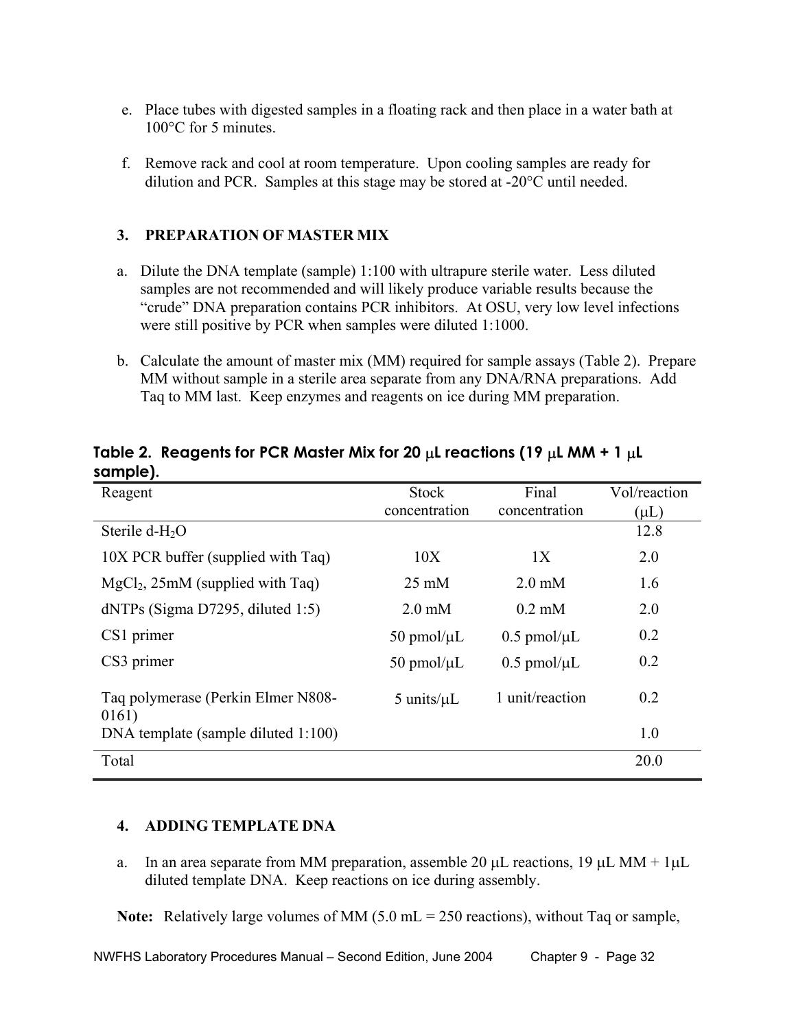e. Place tubes with digested samples in a floating rack and then place in a water bath at 100°C for 5 minutes.

f. Remove rack and cool at room temperature. Upon cooling samples are ready for dilution and PCR. Samples at this stage may be stored at -20°C until needed.

### 3. PREPARATION OF MASTER MIX

a. Dilute the DNA template (sample) 1:100 with ultrapure sterile water. Less diluted samples are not recommended and will likely produce variable results because the "crude" DNA preparation contains PCR inhibitors. At OSU, very low level infections were still positive by PCR when samples were diluted 1:1000.

b. Calculate the amount of master mix (MM) required for sample assays (Table 2). Prepare MM without sample in a sterile area separate from any DNA/RNA preparations. Add Taq to MM last. Keep enzymes and reagents on ice during MM preparation.

**Table 2. Reagents for PCR Master Mix for 20 μL reactions (19 μL MM + 1 μL sample).**

| Reagent | Stock concentration | Final concentration | Vol/reaction (μL) |
|---|---|---|---|
| Sterile d-$H_2O$ | | | 12.8 |
| 10X PCR buffer (supplied with Taq) | 10X | 1X | 2.0 |
| $MgCl_2$, 25mM (supplied with Taq) | 25 mM | 2.0 mM | 1.6 |
| dNTPs (Sigma D7295, diluted 1:5) | 2.0 mM | 0.2 mM | 2.0 |
| CS1 primer | 50 pmol/μL | 0.5 pmol/μL | 0.2 |
| CS3 primer | 50 pmol/μL | 0.5 pmol/μL | 0.2 |
| Taq polymerase (Perkin Elmer N808-0161) | 5 units/μL | 1 unit/reaction | 0.2 |
| DNA template (sample diluted 1:100) | | | 1.0 |
| Total | | | 20.0 |

### 4. ADDING TEMPLATE DNA

a. In an area separate from MM preparation, assemble 20 μL reactions, 19 μL MM + 1μL diluted template DNA. Keep reactions on ice during assembly.

**Note:** Relatively large volumes of MM (5.0 mL = 250 reactions), without Taq or sample,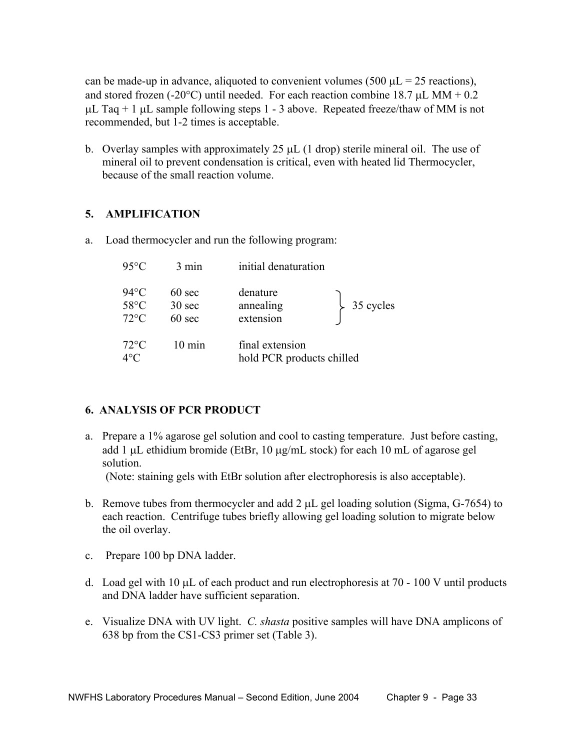can be made-up in advance, aliquoted to convenient volumes (500 μL = 25 reactions), and stored frozen (-20°C) until needed. For each reaction combine 18.7 μL MM + 0.2 μL Taq + 1 μL sample following steps 1 - 3 above. Repeated freeze/thaw of MM is not recommended, but 1-2 times is acceptable.

b. Overlay samples with approximately 25 μL (1 drop) sterile mineral oil. The use of mineral oil to prevent condensation is critical, even with heated lid Thermocycler, because of the small reaction volume.

## 5. AMPLIFICATION

a. Load thermocycler and run the following program:

| Temperature | Time | Step | |
|---|---|---|---|
| 95°C | 3 min | initial denaturation | |
| 94°C | 60 sec | denature | 35 cycles |
| 58°C | 30 sec | annealing | |
| 72°C | 60 sec | extension | |
| 72°C | 10 min | final extension | |
| 4°C | | hold PCR products chilled | |

## 6. ANALYSIS OF PCR PRODUCT

a. Prepare a 1% agarose gel solution and cool to casting temperature. Just before casting, add 1 μL ethidium bromide (EtBr, 10 μg/mL stock) for each 10 mL of agarose gel solution.
   (Note: staining gels with EtBr solution after electrophoresis is also acceptable).

b. Remove tubes from thermocycler and add 2 μL gel loading solution (Sigma, G-7654) to each reaction. Centrifuge tubes briefly allowing gel loading solution to migrate below the oil overlay.

c. Prepare 100 bp DNA ladder.

d. Load gel with 10 μL of each product and run electrophoresis at 70 - 100 V until products and DNA ladder have sufficient separation.

e. Visualize DNA with UV light. *C. shasta* positive samples will have DNA amplicons of 638 bp from the CS1-CS3 primer set (Table 3).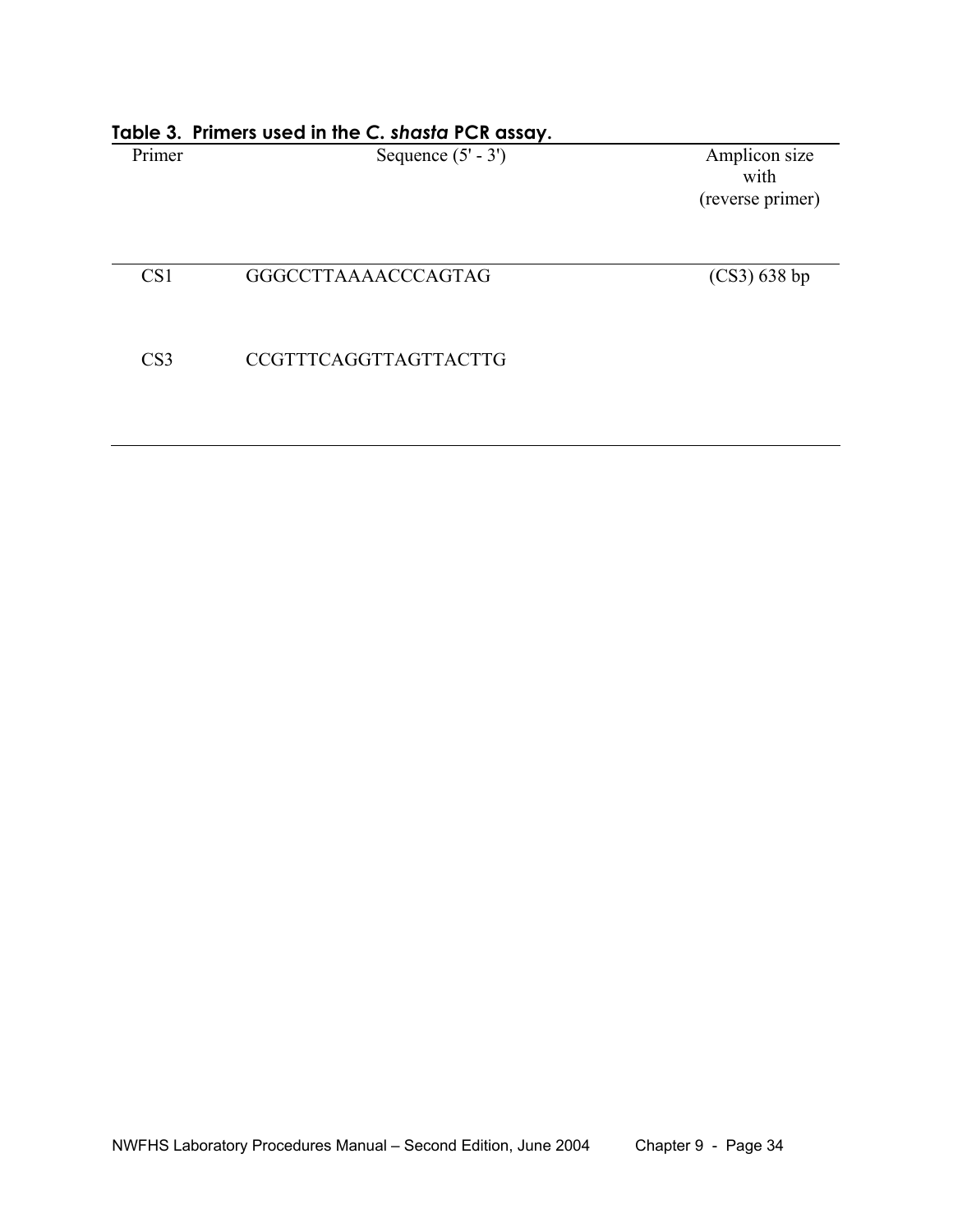**Table 3. Primers used in the *C. shasta* PCR assay.**

| Primer | Sequence (5' - 3') | Amplicon size with (reverse primer) |
|---|---|---|
| CS1 | GGGCCTTAAAACCCAGTAG | (CS3) 638 bp |
| CS3 | CCGTTTCAGGTTAGTTACTTG | |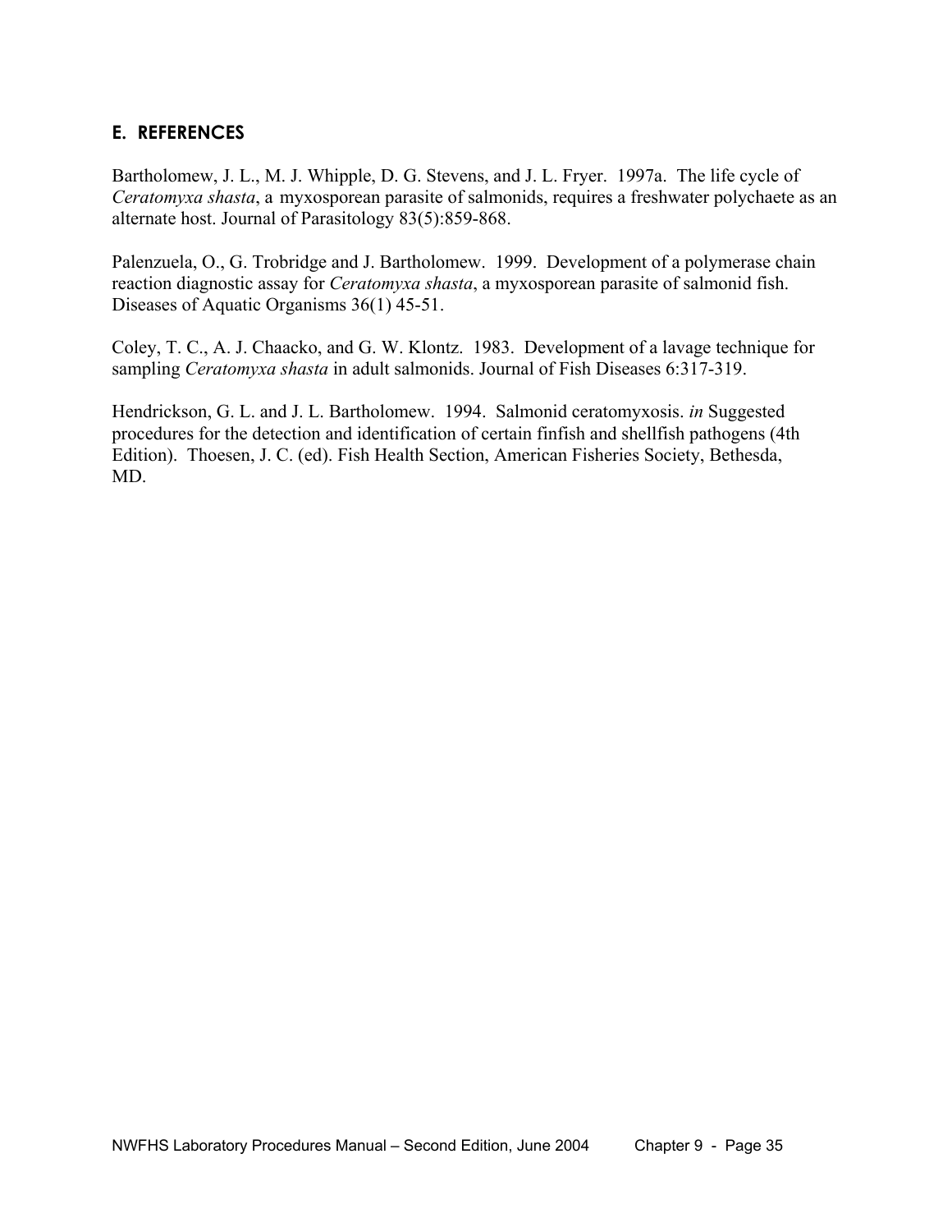## E. REFERENCES

Bartholomew, J. L., M. J. Whipple, D. G. Stevens, and J. L. Fryer. 1997a. The life cycle of *Ceratomyxa shasta*, a myxosporean parasite of salmonids, requires a freshwater polychaete as an alternate host. Journal of Parasitology 83(5):859-868.

Palenzuela, O., G. Trobridge and J. Bartholomew. 1999. Development of a polymerase chain reaction diagnostic assay for *Ceratomyxa shasta*, a myxosporean parasite of salmonid fish. Diseases of Aquatic Organisms 36(1) 45-51.

Coley, T. C., A. J. Chaacko, and G. W. Klontz. 1983. Development of a lavage technique for sampling *Ceratomyxa shasta* in adult salmonids. Journal of Fish Diseases 6:317-319.

Hendrickson, G. L. and J. L. Bartholomew. 1994. Salmonid ceratomyxosis. *in* Suggested procedures for the detection and identification of certain finfish and shellfish pathogens (4th Edition). Thoesen, J. C. (ed). Fish Health Section, American Fisheries Society, Bethesda, MD.